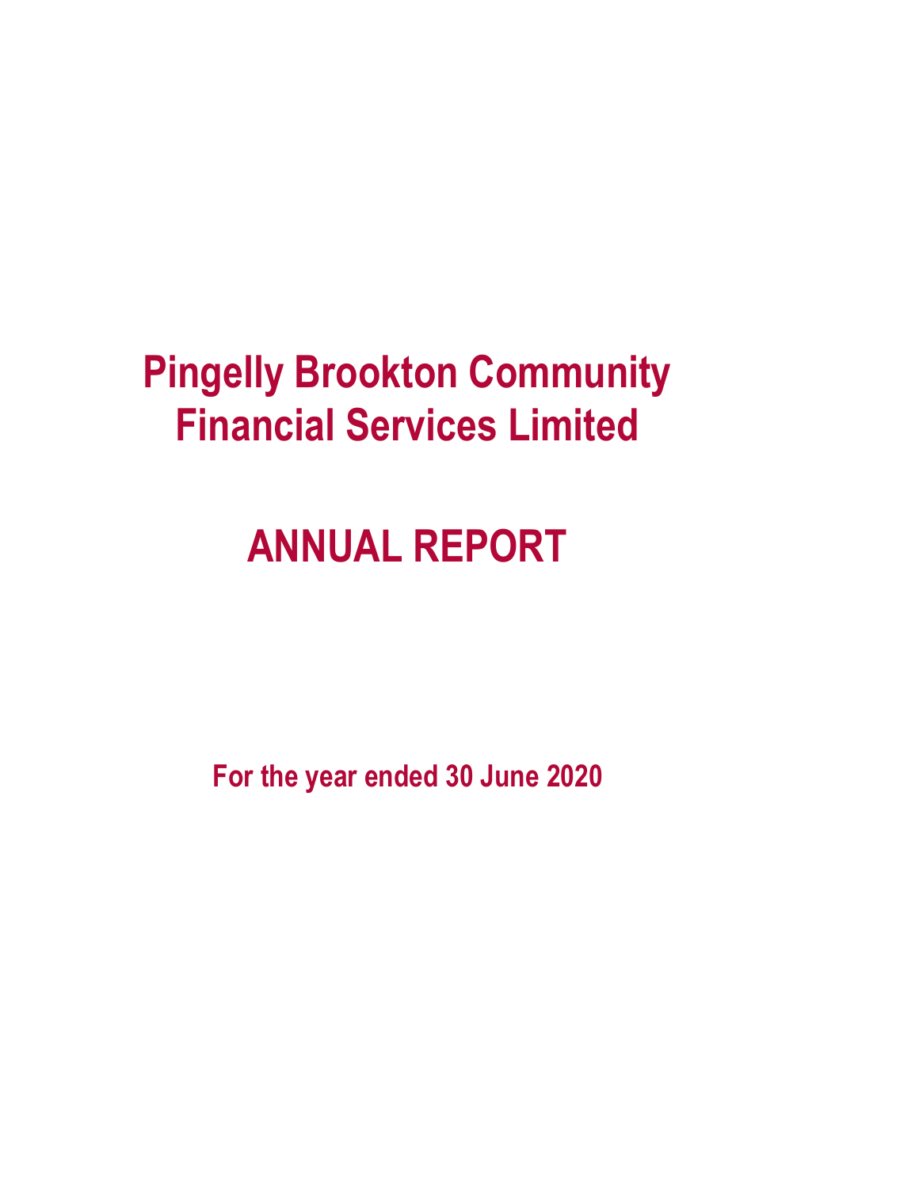# Pingelly Brookton Community Financial Services Limited

# ANNUAL REPORT

**For the year ended 30 June 2020**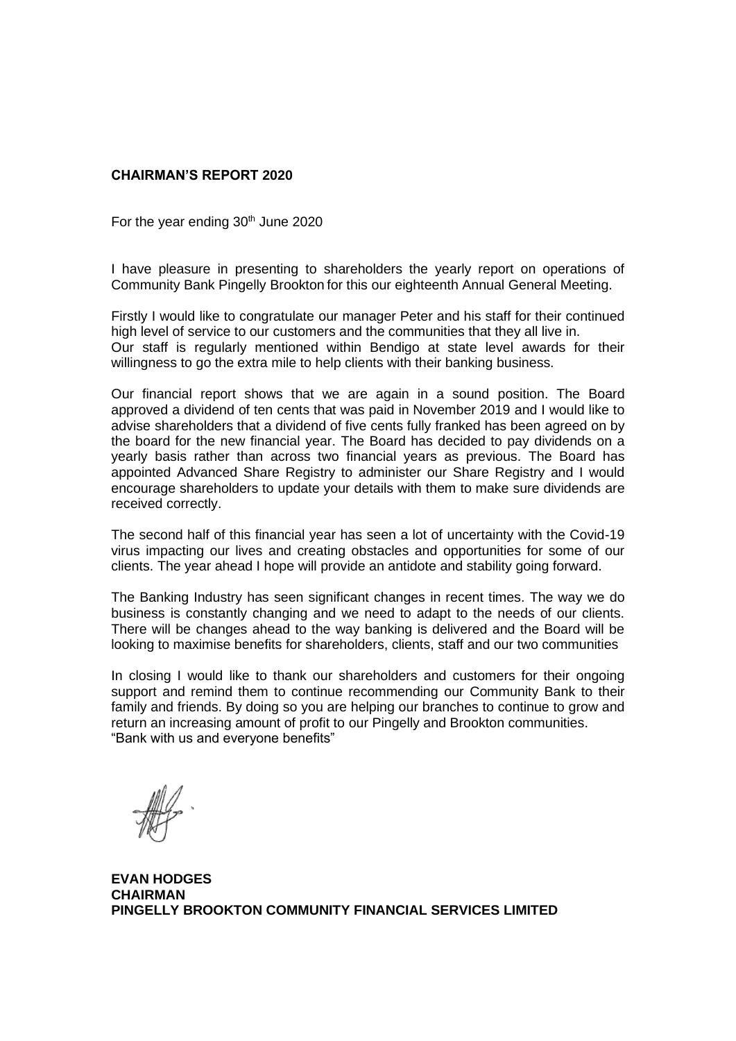## CHAIRMAN'S REPORT 2020

For the year ending 30th June 2020

I have pleasure in presenting to shareholders the yearly report on operations of Community Bank Pingelly Brookton for this our eighteenth Annual General Meeting.

Firstly I would like to congratulate our manager Peter and his staff for their continued high level of service to our customers and the communities that they all live in. Our staff is regularly mentioned within Bendigo at state level awards for their willingness to go the extra mile to help clients with their banking business.

Our financial report shows that we are again in a sound position. The Board approved a dividend of ten cents that was paid in November 2019 and I would like to advise shareholders that a dividend of five cents fully franked has been agreed on by the board for the new financial year. The Board has decided to pay dividends on a yearly basis rather than across two financial years as previous. The Board has appointed Advanced Share Registry to administer our Share Registry and I would encourage shareholders to update your details with them to make sure dividends are received correctly.

The second half of this financial year has seen a lot of uncertainty with the Covid-19 virus impacting our lives and creating obstacles and opportunities for some of our clients. The year ahead I hope will provide an antidote and stability going forward.

The Banking Industry has seen significant changes in recent times. The way we do business is constantly changing and we need to adapt to the needs of our clients. There will be changes ahead to the way banking is delivered and the Board will be looking to maximise benefits for shareholders, clients, staff and our two communities

In closing I would like to thank our shareholders and customers for their ongoing support and remind them to continue recommending our Community Bank to their family and friends. By doing so you are helping our branches to continue to grow and return an increasing amount of profit to our Pingelly and Brookton communities.
"Bank with us and everyone benefits"

**EVAN HODGES**
**CHAIRMAN**
**PINGELLY BROOKTON COMMUNITY FINANCIAL SERVICES LIMITED**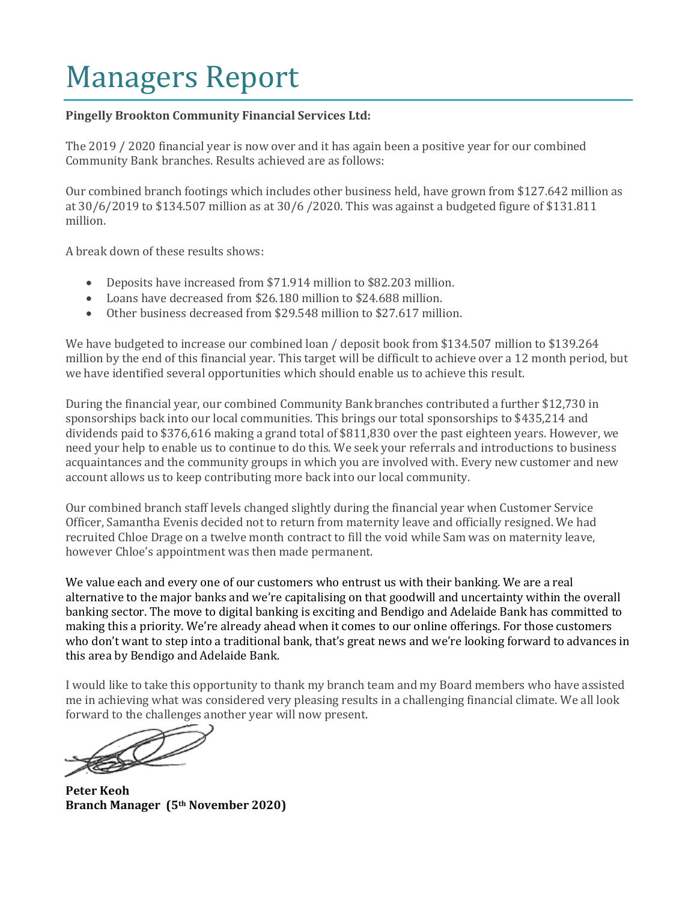# Managers Report

**Pingelly Brookton Community Financial Services Ltd:**

The 2019 / 2020 financial year is now over and it has again been a positive year for our combined Community Bank branches. Results achieved are as follows:

Our combined branch footings which includes other business held, have grown from $127.642 million as at 30/6/2019 to $134.507 million as at 30/6 /2020. This was against a budgeted figure of $131.811 million.

A break down of these results shows:

- Deposits have increased from $71.914 million to $82.203 million.
- Loans have decreased from $26.180 million to $24.688 million.
- Other business decreased from $29.548 million to $27.617 million.

We have budgeted to increase our combined loan / deposit book from $134.507 million to $139.264 million by the end of this financial year. This target will be difficult to achieve over a 12 month period, but we have identified several opportunities which should enable us to achieve this result.

During the financial year, our combined Community Bank branches contributed a further $12,730 in sponsorships back into our local communities. This brings our total sponsorships to $435,214 and dividends paid to $376,616 making a grand total of $811,830 over the past eighteen years. However, we need your help to enable us to continue to do this. We seek your referrals and introductions to business acquaintances and the community groups in which you are involved with. Every new customer and new account allows us to keep contributing more back into our local community.

Our combined branch staff levels changed slightly during the financial year when Customer Service Officer, Samantha Evenis decided not to return from maternity leave and officially resigned. We had recruited Chloe Drage on a twelve month contract to fill the void while Sam was on maternity leave, however Chloe's appointment was then made permanent.

We value each and every one of our customers who entrust us with their banking. We are a real alternative to the major banks and we're capitalising on that goodwill and uncertainty within the overall banking sector. The move to digital banking is exciting and Bendigo and Adelaide Bank has committed to making this a priority. We're already ahead when it comes to our online offerings. For those customers who don't want to step into a traditional bank, that's great news and we're looking forward to advances in this area by Bendigo and Adelaide Bank.

I would like to take this opportunity to thank my branch team and my Board members who have assisted me in achieving what was considered very pleasing results in a challenging financial climate. We all look forward to the challenges another year will now present.

**Peter Keoh**
**Branch Manager (5th November 2020)**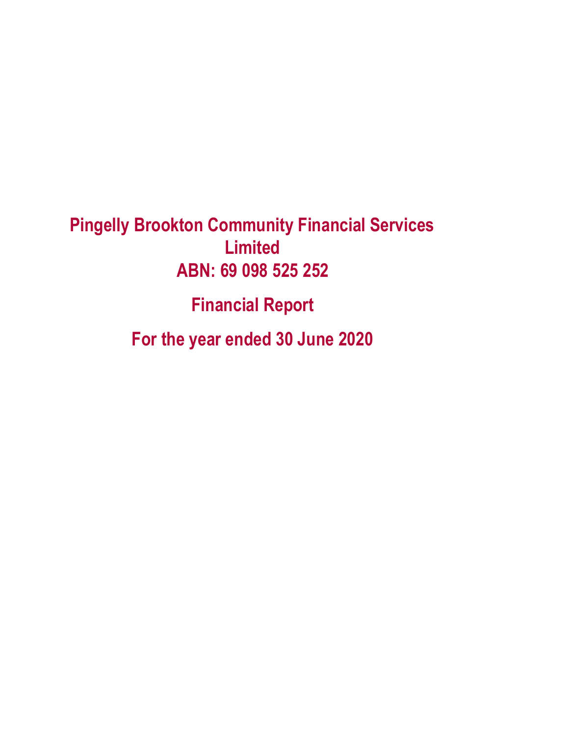# Pingelly Brookton Community Financial Services Limited

## ABN: 69 098 525 252

## Financial Report

## For the year ended 30 June 2020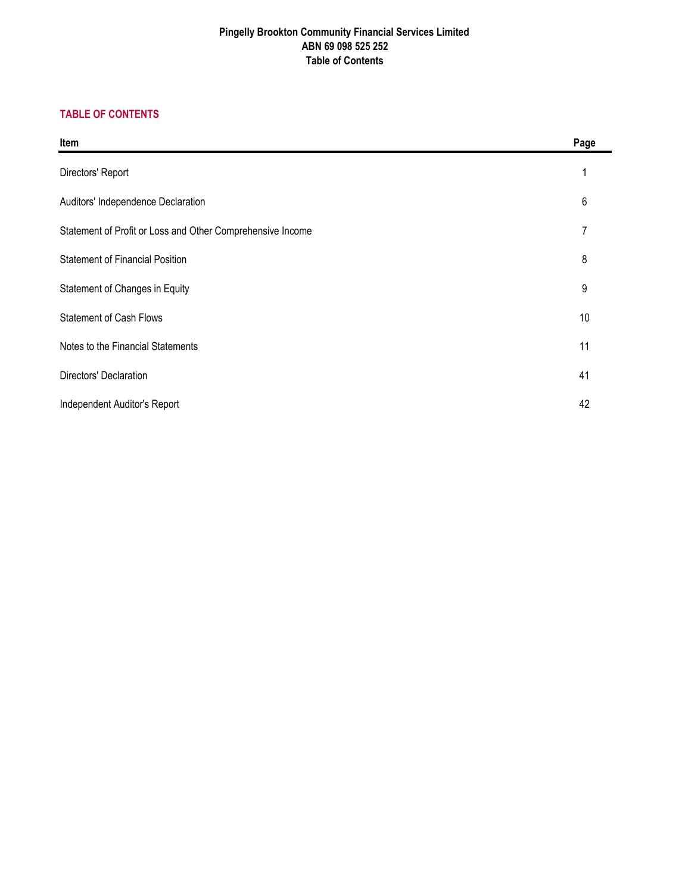**Pingelly Brookton Community Financial Services Limited**
**ABN 69 098 525 252**
**Table of Contents**

## TABLE OF CONTENTS

| Item | Page |
|---|---|
| Directors' Report | 1 |
| Auditors' Independence Declaration | 6 |
| Statement of Profit or Loss and Other Comprehensive Income | 7 |
| Statement of Financial Position | 8 |
| Statement of Changes in Equity | 9 |
| Statement of Cash Flows | 10 |
| Notes to the Financial Statements | 11 |
| Directors' Declaration | 41 |
| Independent Auditor's Report | 42 |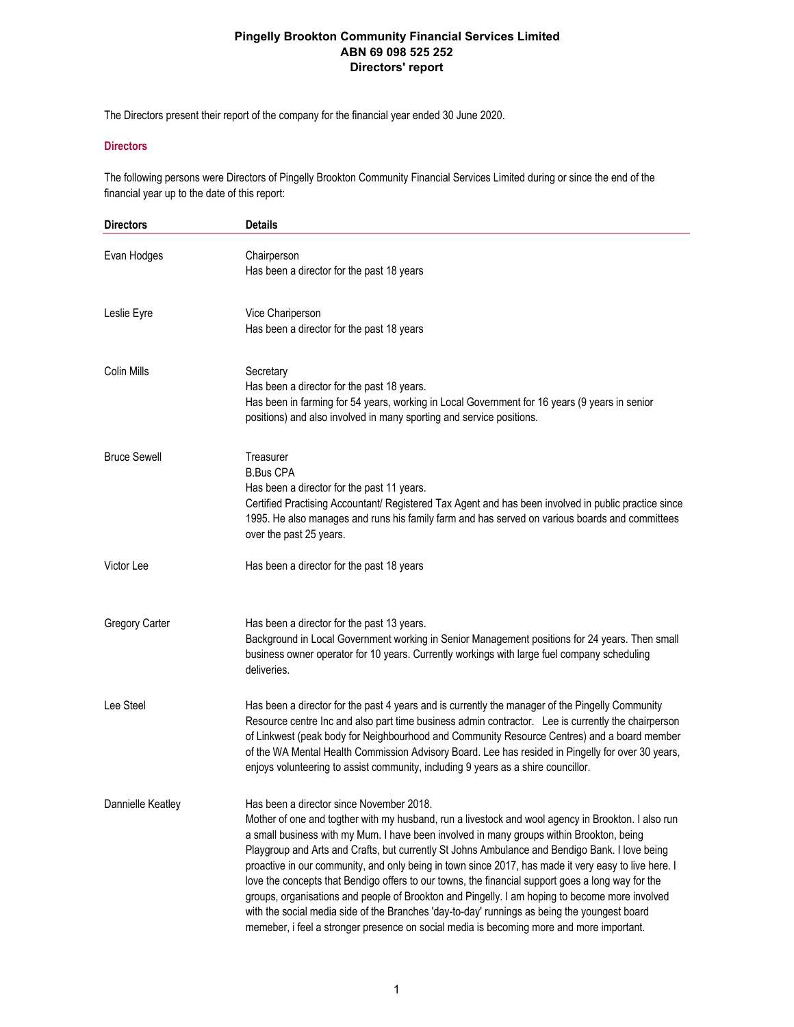# Pingelly Brookton Community Financial Services Limited
## ABN 69 098 525 252
## Directors' report

The Directors present their report of the company for the financial year ended 30 June 2020.

### Directors

The following persons were Directors of Pingelly Brookton Community Financial Services Limited during or since the end of the financial year up to the date of this report:

| Directors | Details |
|---|---|
| Evan Hodges | Chairperson<br>Has been a director for the past 18 years |
| Leslie Eyre | Vice Chariperson<br>Has been a director for the past 18 years |
| Colin Mills | Secretary<br>Has been a director for the past 18 years.<br>Has been in farming for 54 years, working in Local Government for 16 years (9 years in senior positions) and also involved in many sporting and service positions. |
| Bruce Sewell | Treasurer<br>B.Bus CPA<br>Has been a director for the past 11 years.<br>Certified Practising Accountant/ Registered Tax Agent and has been involved in public practice since 1995. He also manages and runs his family farm and has served on various boards and committees over the past 25 years. |
| Victor Lee | Has been a director for the past 18 years |
| Gregory Carter | Has been a director for the past 13 years.<br>Background in Local Government working in Senior Management positions for 24 years. Then small business owner operator for 10 years. Currently workings with large fuel company scheduling deliveries. |
| Lee Steel | Has been a director for the past 4 years and is currently the manager of the Pingelly Community Resource centre Inc and also part time business admin contractor. Lee is currently the chairperson of Linkwest (peak body for Neighbourhood and Community Resource Centres) and a board member of the WA Mental Health Commission Advisory Board. Lee has resided in Pingelly for over 30 years, enjoys volunteering to assist community, including 9 years as a shire councillor. |
| Dannielle Keatley | Has been a director since November 2018.<br>Mother of one and togther with my husband, run a livestock and wool agency in Brookton. I also run a small business with my Mum. I have been involved in many groups within Brookton, being Playgroup and Arts and Crafts, but currently St Johns Ambulance and Bendigo Bank. I love being proactive in our community, and only being in town since 2017, has made it very easy to live here. I love the concepts that Bendigo offers to our towns, the financial support goes a long way for the groups, organisations and people of Brookton and Pingelly. I am hoping to become more involved with the social media side of the Branches 'day-to-day' runnings as being the youngest board memeber, i feel a stronger presence on social media is becoming more and more important. |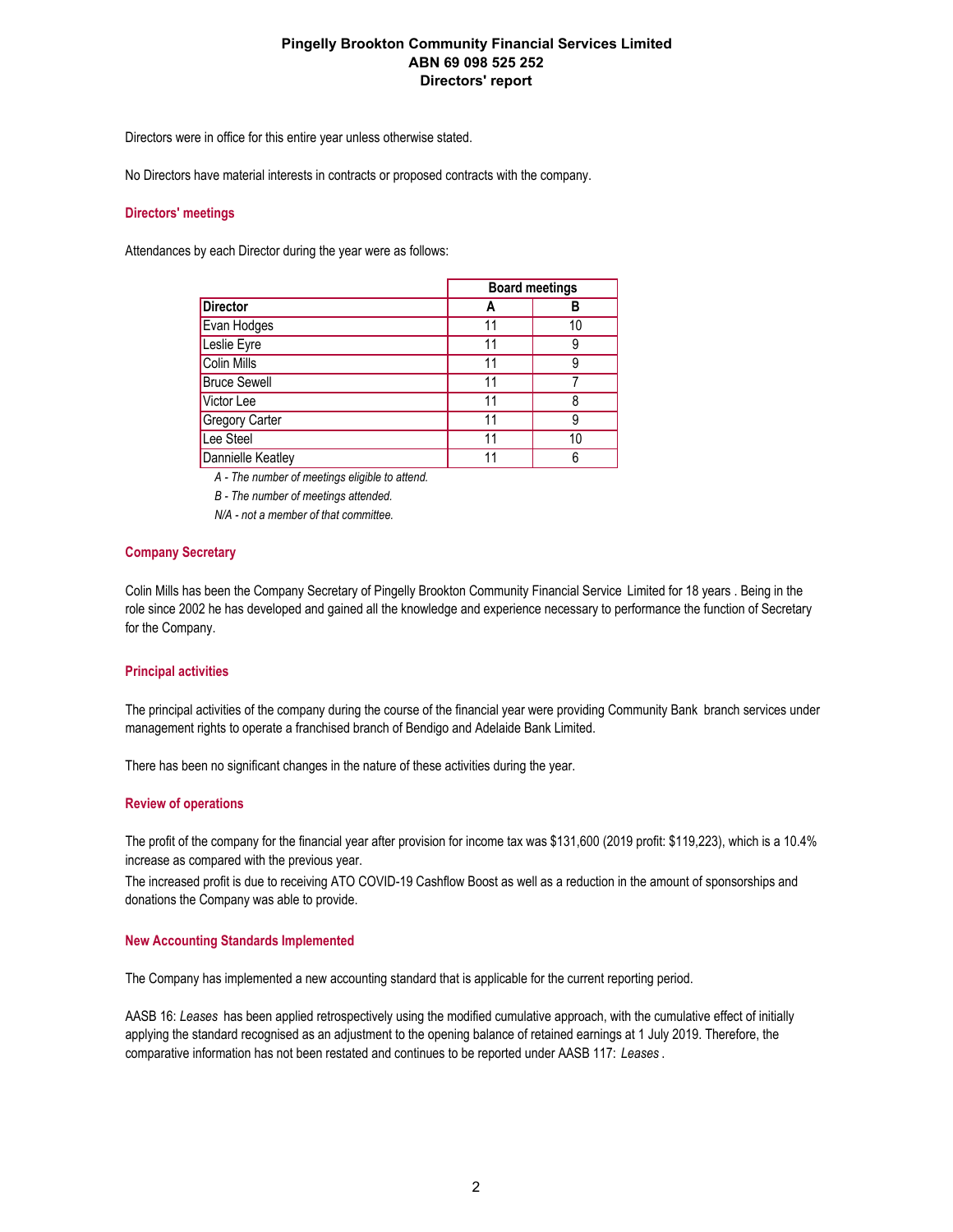Directors were in office for this entire year unless otherwise stated.

No Directors have material interests in contracts or proposed contracts with the company.

### Directors' meetings

Attendances by each Director during the year were as follows:

| | Board meetings | |
|---|---|---|
| **Director** | **A** | **B** |
| Evan Hodges | 11 | 10 |
| Leslie Eyre | 11 | 9 |
| Colin Mills | 11 | 9 |
| Bruce Sewell | 11 | 7 |
| Victor Lee | 11 | 8 |
| Gregory Carter | 11 | 9 |
| Lee Steel | 11 | 10 |
| Dannielle Keatley | 11 | 6 |

*A - The number of meetings eligible to attend.*

*B - The number of meetings attended.*

*N/A - not a member of that committee.*

### Company Secretary

Colin Mills has been the Company Secretary of Pingelly Brookton Community Financial Service Limited for 18 years . Being in the role since 2002 he has developed and gained all the knowledge and experience necessary to performance the function of Secretary for the Company.

### Principal activities

The principal activities of the company during the course of the financial year were providing Community Bank branch services under management rights to operate a franchised branch of Bendigo and Adelaide Bank Limited.

There has been no significant changes in the nature of these activities during the year.

### Review of operations

The profit of the company for the financial year after provision for income tax was $131,600 (2019 profit: $119,223), which is a 10.4% increase as compared with the previous year.

The increased profit is due to receiving ATO COVID-19 Cashflow Boost as well as a reduction in the amount of sponsorships and donations the Company was able to provide.

### New Accounting Standards Implemented

The Company has implemented a new accounting standard that is applicable for the current reporting period.

AASB 16: *Leases* has been applied retrospectively using the modified cumulative approach, with the cumulative effect of initially applying the standard recognised as an adjustment to the opening balance of retained earnings at 1 July 2019. Therefore, the comparative information has not been restated and continues to be reported under AASB 117: *Leases* .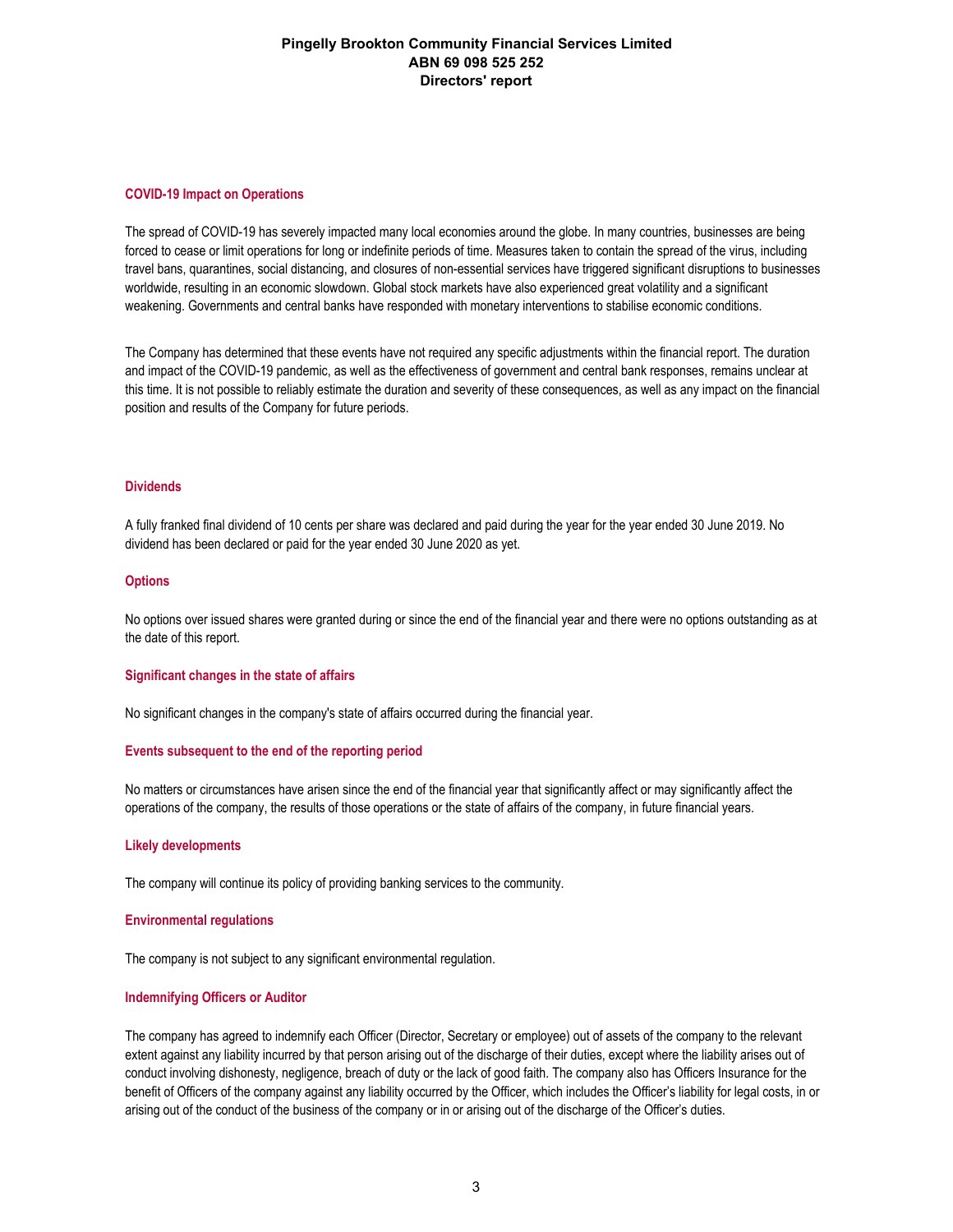### COVID-19 Impact on Operations

The spread of COVID-19 has severely impacted many local economies around the globe. In many countries, businesses are being forced to cease or limit operations for long or indefinite periods of time. Measures taken to contain the spread of the virus, including travel bans, quarantines, social distancing, and closures of non-essential services have triggered significant disruptions to businesses worldwide, resulting in an economic slowdown. Global stock markets have also experienced great volatility and a significant weakening. Governments and central banks have responded with monetary interventions to stabilise economic conditions.

The Company has determined that these events have not required any specific adjustments within the financial report. The duration and impact of the COVID-19 pandemic, as well as the effectiveness of government and central bank responses, remains unclear at this time. It is not possible to reliably estimate the duration and severity of these consequences, as well as any impact on the financial position and results of the Company for future periods.

### Dividends

A fully franked final dividend of 10 cents per share was declared and paid during the year for the year ended 30 June 2019. No dividend has been declared or paid for the year ended 30 June 2020 as yet.

### Options

No options over issued shares were granted during or since the end of the financial year and there were no options outstanding as at the date of this report.

### Significant changes in the state of affairs

No significant changes in the company's state of affairs occurred during the financial year.

### Events subsequent to the end of the reporting period

No matters or circumstances have arisen since the end of the financial year that significantly affect or may significantly affect the operations of the company, the results of those operations or the state of affairs of the company, in future financial years.

### Likely developments

The company will continue its policy of providing banking services to the community.

### Environmental regulations

The company is not subject to any significant environmental regulation.

### Indemnifying Officers or Auditor

The company has agreed to indemnify each Officer (Director, Secretary or employee) out of assets of the company to the relevant extent against any liability incurred by that person arising out of the discharge of their duties, except where the liability arises out of conduct involving dishonesty, negligence, breach of duty or the lack of good faith. The company also has Officers Insurance for the benefit of Officers of the company against any liability occurred by the Officer, which includes the Officer's liability for legal costs, in or arising out of the conduct of the business of the company or in or arising out of the discharge of the Officer's duties.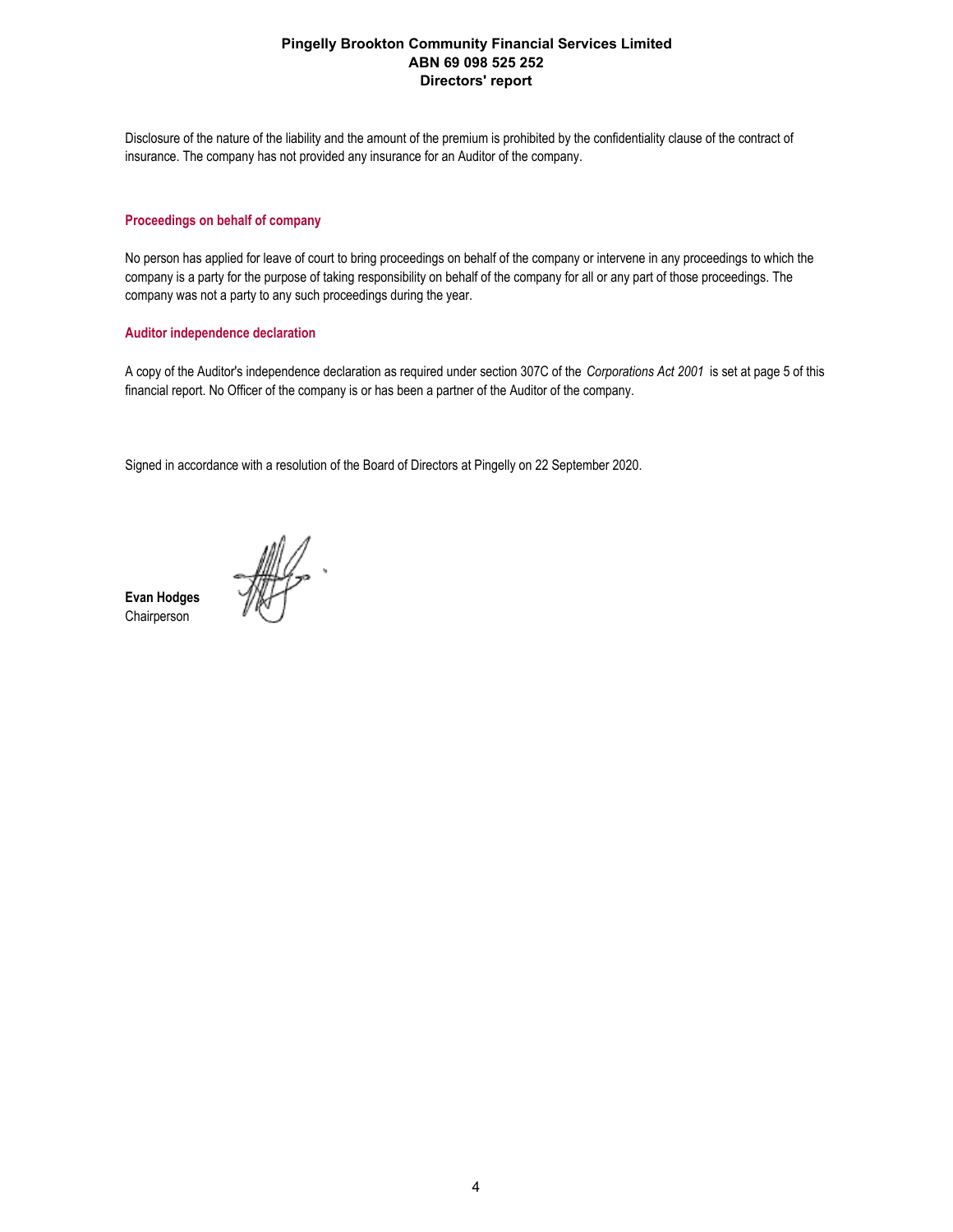Disclosure of the nature of the liability and the amount of the premium is prohibited by the confidentiality clause of the contract of insurance. The company has not provided any insurance for an Auditor of the company.

### Proceedings on behalf of company

No person has applied for leave of court to bring proceedings on behalf of the company or intervene in any proceedings to which the company is a party for the purpose of taking responsibility on behalf of the company for all or any part of those proceedings. The company was not a party to any such proceedings during the year.

### Auditor independence declaration

A copy of the Auditor's independence declaration as required under section 307C of the *Corporations Act 2001* is set at page 5 of this financial report. No Officer of the company is or has been a partner of the Auditor of the company.

Signed in accordance with a resolution of the Board of Directors at Pingelly on 22 September 2020.

**Evan Hodges**
Chairperson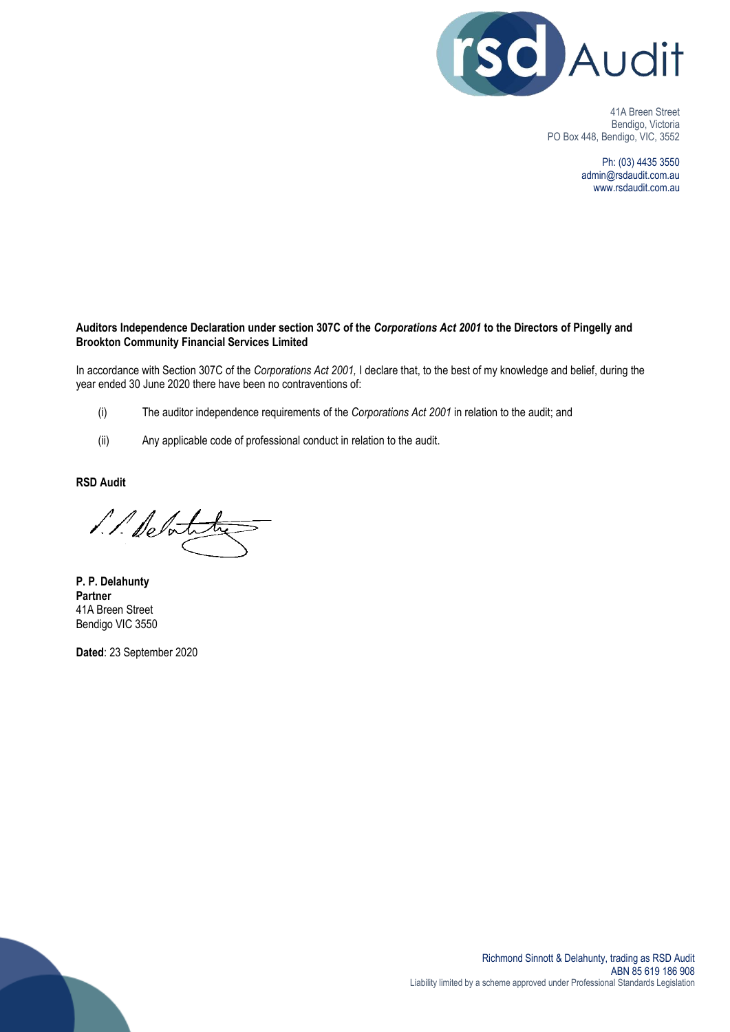41A Breen Street
Bendigo, Victoria
PO Box 448, Bendigo, VIC, 3552

Ph: (03) 4435 3550
admin@rsdaudit.com.au
www.rsdaudit.com.au

**Auditors Independence Declaration under section 307C of the *Corporations Act 2001* to the Directors of Pingelly and Brookton Community Financial Services Limited**

In accordance with Section 307C of the *Corporations Act 2001,* I declare that, to the best of my knowledge and belief, during the year ended 30 June 2020 there have been no contraventions of:

(i) The auditor independence requirements of the *Corporations Act 2001* in relation to the audit; and

(ii) Any applicable code of professional conduct in relation to the audit.

**RSD Audit**

**P. P. Delahunty**
**Partner**
41A Breen Street
Bendigo VIC 3550

**Dated**: 23 September 2020

Richmond Sinnott & Delahunty, trading as RSD Audit
ABN 85 619 186 908
Liability limited by a scheme approved under Professional Standards Legislation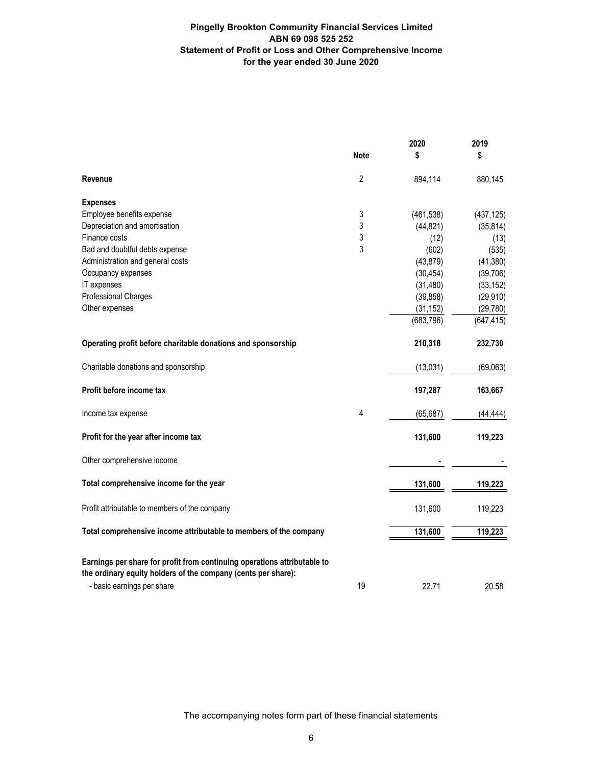**Pingelly Brookton Community Financial Services Limited**
**ABN 69 098 525 252**
**Statement of Profit or Loss and Other Comprehensive Income**
**for the year ended 30 June 2020**

| | Note | 2020 $ | 2019 $ |
|---|---|---|---|
| **Revenue** | 2 | 894,114 | 880,145 |
| **Expenses** | | | |
| Employee benefits expense | 3 | (461,538) | (437,125) |
| Depreciation and amortisation | 3 | (44,821) | (35,814) |
| Finance costs | 3 | (12) | (13) |
| Bad and doubtful debts expense | 3 | (602) | (535) |
| Administration and general costs | | (43,879) | (41,380) |
| Occupancy expenses | | (30,454) | (39,706) |
| IT expenses | | (31,480) | (33,152) |
| Professional Charges | | (39,858) | (29,910) |
| Other expenses | | (31,152) | (29,780) |
| | | (683,796) | (647,415) |
| **Operating profit before charitable donations and sponsorship** | | **210,318** | **232,730** |
| Charitable donations and sponsorship | | (13,031) | (69,063) |
| **Profit before income tax** | | **197,287** | **163,667** |
| Income tax expense | 4 | (65,687) | (44,444) |
| **Profit for the year after income tax** | | **131,600** | **119,223** |
| Other comprehensive income | | - | - |
| **Total comprehensive income for the year** | | **131,600** | **119,223** |
| Profit attributable to members of the company | | 131,600 | 119,223 |
| **Total comprehensive income attributable to members of the company** | | **131,600** | **119,223** |
| **Earnings per share for profit from continuing operations attributable to the ordinary equity holders of the company (cents per share):** | | | |
| - basic earnings per share | 19 | 22.71 | 20.58 |

The accompanying notes form part of these financial statements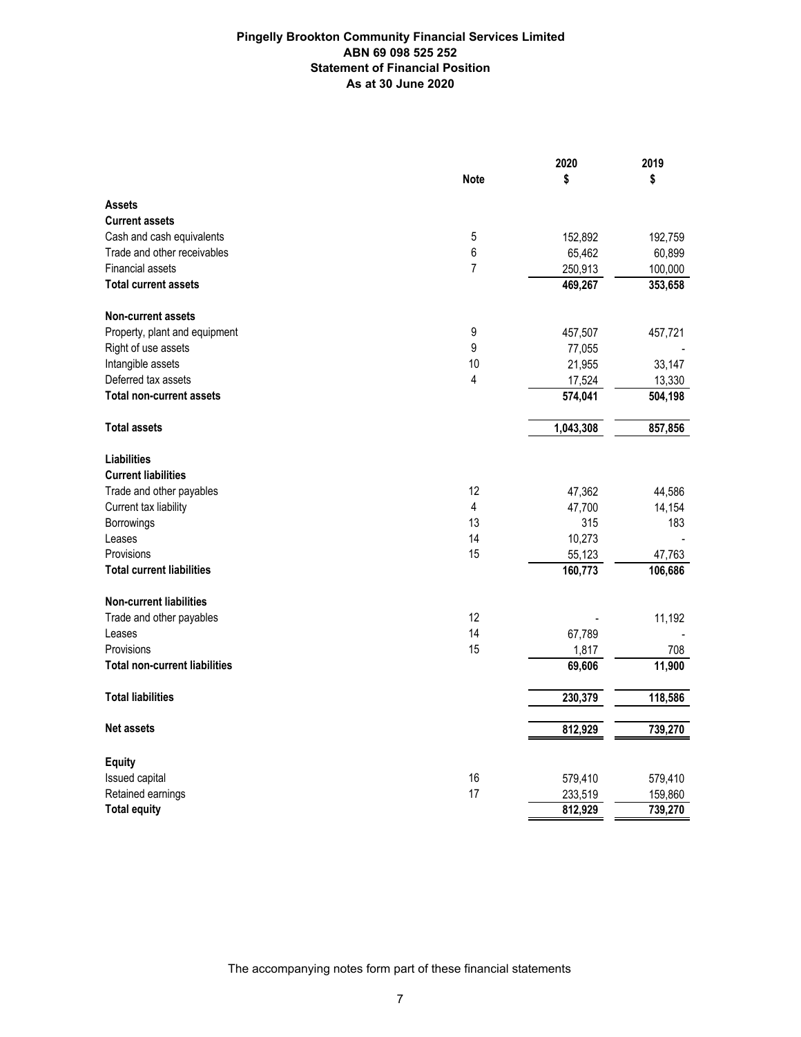# Pingelly Brookton Community Financial Services Limited
## ABN 69 098 525 252
## Statement of Financial Position
## As at 30 June 2020

| | Note | 2020 $ | 2019 $ |
|---|---|---|---|
| **Assets** | | | |
| **Current assets** | | | |
| Cash and cash equivalents | 5 | 152,892 | 192,759 |
| Trade and other receivables | 6 | 65,462 | 60,899 |
| Financial assets | 7 | 250,913 | 100,000 |
| **Total current assets** | | **469,267** | **353,658** |
| **Non-current assets** | | | |
| Property, plant and equipment | 9 | 457,507 | 457,721 |
| Right of use assets | 9 | 77,055 | - |
| Intangible assets | 10 | 21,955 | 33,147 |
| Deferred tax assets | 4 | 17,524 | 13,330 |
| **Total non-current assets** | | **574,041** | **504,198** |
| **Total assets** | | **1,043,308** | **857,856** |
| **Liabilities** | | | |
| **Current liabilities** | | | |
| Trade and other payables | 12 | 47,362 | 44,586 |
| Current tax liability | 4 | 47,700 | 14,154 |
| Borrowings | 13 | 315 | 183 |
| Leases | 14 | 10,273 | - |
| Provisions | 15 | 55,123 | 47,763 |
| **Total current liabilities** | | **160,773** | **106,686** |
| **Non-current liabilities** | | | |
| Trade and other payables | 12 | - | 11,192 |
| Leases | 14 | 67,789 | - |
| Provisions | 15 | 1,817 | 708 |
| **Total non-current liabilities** | | **69,606** | **11,900** |
| **Total liabilities** | | **230,379** | **118,586** |
| **Net assets** | | **812,929** | **739,270** |
| **Equity** | | | |
| Issued capital | 16 | 579,410 | 579,410 |
| Retained earnings | 17 | 233,519 | 159,860 |
| **Total equity** | | **812,929** | **739,270** |

The accompanying notes form part of these financial statements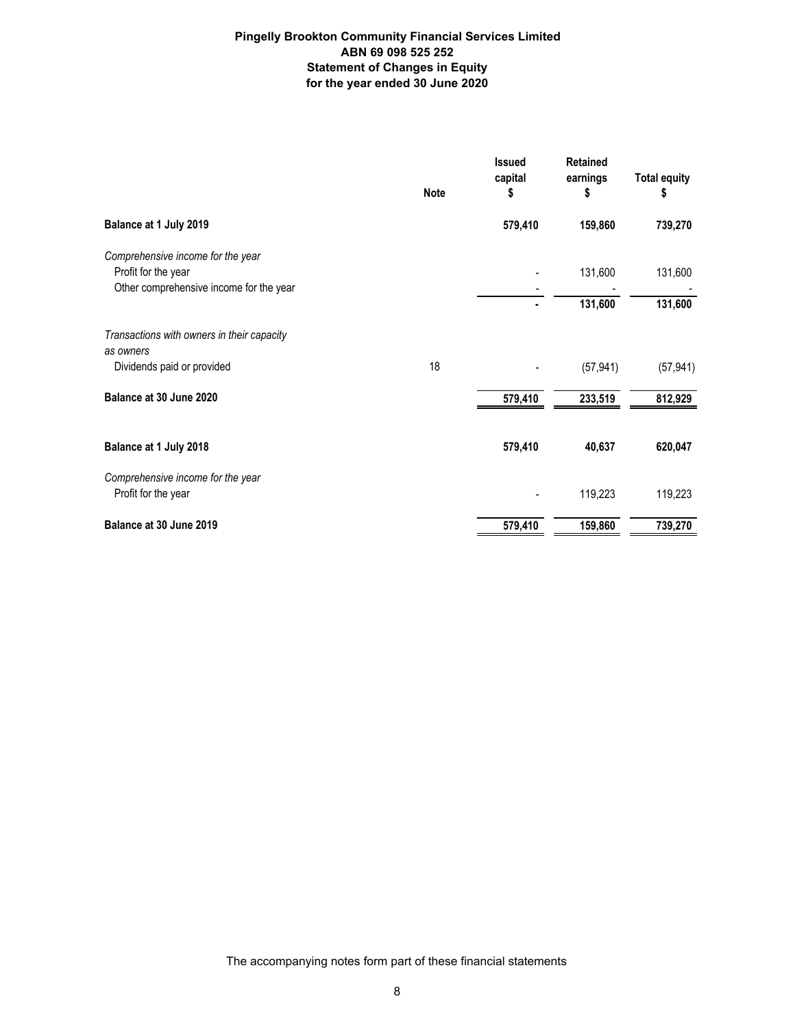**Pingelly Brookton Community Financial Services Limited**
**ABN 69 098 525 252**
**Statement of Changes in Equity**
**for the year ended 30 June 2020**

| | Note | Issued capital $ | Retained earnings $ | Total equity $ |
|---|---|---|---|---|
| **Balance at 1 July 2019** | | **579,410** | **159,860** | **739,270** |
| *Comprehensive income for the year* | | | | |
| Profit for the year | | - | 131,600 | 131,600 |
| Other comprehensive income for the year | | - | - | - |
| | | **-** | **131,600** | **131,600** |
| *Transactions with owners in their capacity as owners* | | | | |
| Dividends paid or provided | 18 | - | (57,941) | (57,941) |
| **Balance at 30 June 2020** | | 579,410 | 233,519 | 812,929 |
| | | | | |
| **Balance at 1 July 2018** | | **579,410** | **40,637** | **620,047** |
| *Comprehensive income for the year* | | | | |
| Profit for the year | | - | 119,223 | 119,223 |
| **Balance at 30 June 2019** | | 579,410 | 159,860 | 739,270 |

The accompanying notes form part of these financial statements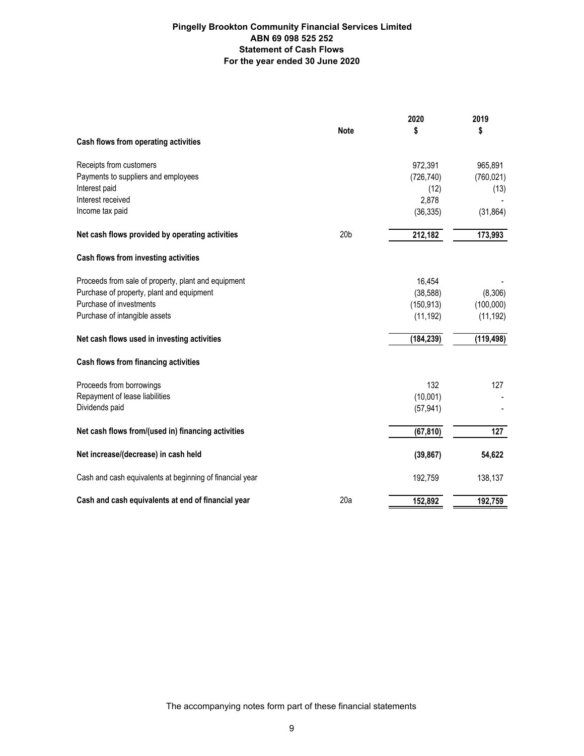**Pingelly Brookton Community Financial Services Limited**
**ABN 69 098 525 252**
**Statement of Cash Flows**
**For the year ended 30 June 2020**

| | Note | 2020 $ | 2019 $ |
|---|---|---|---|
| **Cash flows from operating activities** | | | |
| Receipts from customers | | 972,391 | 965,891 |
| Payments to suppliers and employees | | (726,740) | (760,021) |
| Interest paid | | (12) | (13) |
| Interest received | | 2,878 | - |
| Income tax paid | | (36,335) | (31,864) |
| **Net cash flows provided by operating activities** | 20b | **212,182** | **173,993** |
| **Cash flows from investing activities** | | | |
| Proceeds from sale of property, plant and equipment | | 16,454 | - |
| Purchase of property, plant and equipment | | (38,588) | (8,306) |
| Purchase of investments | | (150,913) | (100,000) |
| Purchase of intangible assets | | (11,192) | (11,192) |
| **Net cash flows used in investing activities** | | **(184,239)** | **(119,498)** |
| **Cash flows from financing activities** | | | |
| Proceeds from borrowings | | 132 | 127 |
| Repayment of lease liabilities | | (10,001) | - |
| Dividends paid | | (57,941) | - |
| **Net cash flows from/(used in) financing activities** | | **(67,810)** | **127** |
| **Net increase/(decrease) in cash held** | | **(39,867)** | **54,622** |
| Cash and cash equivalents at beginning of financial year | | 192,759 | 138,137 |
| **Cash and cash equivalents at end of financial year** | 20a | **152,892** | **192,759** |

The accompanying notes form part of these financial statements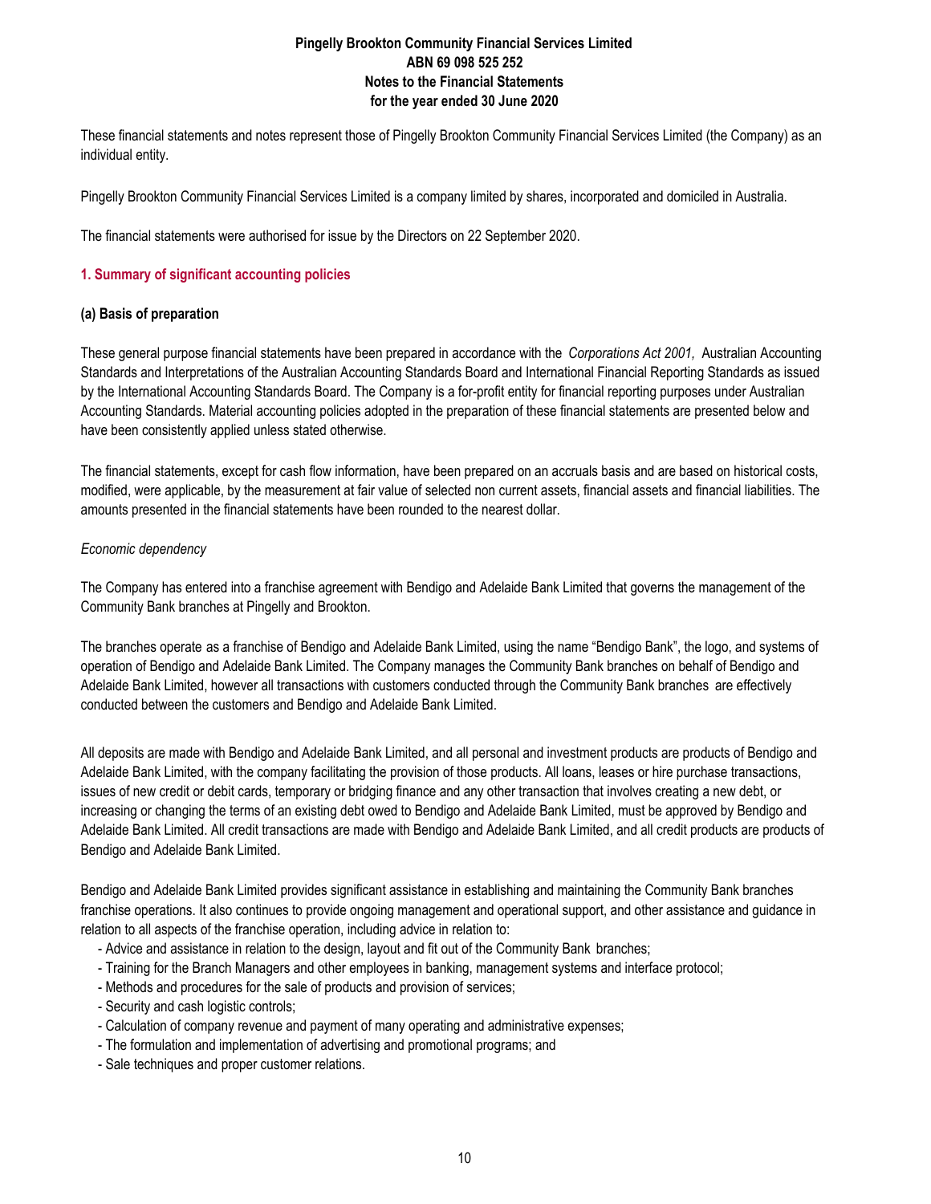These financial statements and notes represent those of Pingelly Brookton Community Financial Services Limited (the Company) as an individual entity.

Pingelly Brookton Community Financial Services Limited is a company limited by shares, incorporated and domiciled in Australia.

The financial statements were authorised for issue by the Directors on 22 September 2020.

## 1. Summary of significant accounting policies

### (a) Basis of preparation

These general purpose financial statements have been prepared in accordance with the *Corporations Act 2001,* Australian Accounting Standards and Interpretations of the Australian Accounting Standards Board and International Financial Reporting Standards as issued by the International Accounting Standards Board. The Company is a for-profit entity for financial reporting purposes under Australian Accounting Standards. Material accounting policies adopted in the preparation of these financial statements are presented below and have been consistently applied unless stated otherwise.

The financial statements, except for cash flow information, have been prepared on an accruals basis and are based on historical costs, modified, were applicable, by the measurement at fair value of selected non current assets, financial assets and financial liabilities. The amounts presented in the financial statements have been rounded to the nearest dollar.

*Economic dependency*

The Company has entered into a franchise agreement with Bendigo and Adelaide Bank Limited that governs the management of the Community Bank branches at Pingelly and Brookton.

The branches operate as a franchise of Bendigo and Adelaide Bank Limited, using the name "Bendigo Bank", the logo, and systems of operation of Bendigo and Adelaide Bank Limited. The Company manages the Community Bank branches on behalf of Bendigo and Adelaide Bank Limited, however all transactions with customers conducted through the Community Bank branches are effectively conducted between the customers and Bendigo and Adelaide Bank Limited.

All deposits are made with Bendigo and Adelaide Bank Limited, and all personal and investment products are products of Bendigo and Adelaide Bank Limited, with the company facilitating the provision of those products. All loans, leases or hire purchase transactions, issues of new credit or debit cards, temporary or bridging finance and any other transaction that involves creating a new debt, or increasing or changing the terms of an existing debt owed to Bendigo and Adelaide Bank Limited, must be approved by Bendigo and Adelaide Bank Limited. All credit transactions are made with Bendigo and Adelaide Bank Limited, and all credit products are products of Bendigo and Adelaide Bank Limited.

Bendigo and Adelaide Bank Limited provides significant assistance in establishing and maintaining the Community Bank branches franchise operations. It also continues to provide ongoing management and operational support, and other assistance and guidance in relation to all aspects of the franchise operation, including advice in relation to:

- Advice and assistance in relation to the design, layout and fit out of the Community Bank branches;
- Training for the Branch Managers and other employees in banking, management systems and interface protocol;
- Methods and procedures for the sale of products and provision of services;
- Security and cash logistic controls;
- Calculation of company revenue and payment of many operating and administrative expenses;
- The formulation and implementation of advertising and promotional programs; and
- Sale techniques and proper customer relations.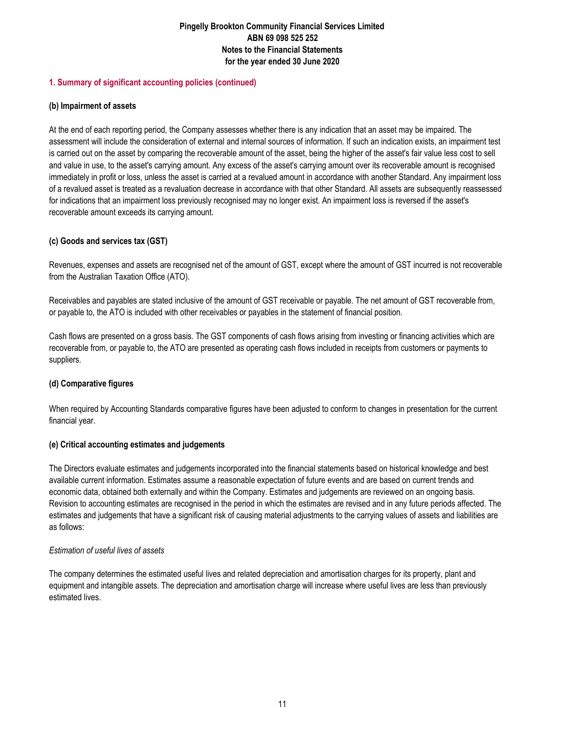## 1. Summary of significant accounting policies (continued)

### (b) Impairment of assets

At the end of each reporting period, the Company assesses whether there is any indication that an asset may be impaired. The assessment will include the consideration of external and internal sources of information. If such an indication exists, an impairment test is carried out on the asset by comparing the recoverable amount of the asset, being the higher of the asset's fair value less cost to sell and value in use, to the asset's carrying amount. Any excess of the asset's carrying amount over its recoverable amount is recognised immediately in profit or loss, unless the asset is carried at a revalued amount in accordance with another Standard. Any impairment loss of a revalued asset is treated as a revaluation decrease in accordance with that other Standard. All assets are subsequently reassessed for indications that an impairment loss previously recognised may no longer exist. An impairment loss is reversed if the asset's recoverable amount exceeds its carrying amount.

### (c) Goods and services tax (GST)

Revenues, expenses and assets are recognised net of the amount of GST, except where the amount of GST incurred is not recoverable from the Australian Taxation Office (ATO).

Receivables and payables are stated inclusive of the amount of GST receivable or payable. The net amount of GST recoverable from, or payable to, the ATO is included with other receivables or payables in the statement of financial position.

Cash flows are presented on a gross basis. The GST components of cash flows arising from investing or financing activities which are recoverable from, or payable to, the ATO are presented as operating cash flows included in receipts from customers or payments to suppliers.

### (d) Comparative figures

When required by Accounting Standards comparative figures have been adjusted to conform to changes in presentation for the current financial year.

### (e) Critical accounting estimates and judgements

The Directors evaluate estimates and judgements incorporated into the financial statements based on historical knowledge and best available current information. Estimates assume a reasonable expectation of future events and are based on current trends and economic data, obtained both externally and within the Company. Estimates and judgements are reviewed on an ongoing basis. Revision to accounting estimates are recognised in the period in which the estimates are revised and in any future periods affected. The estimates and judgements that have a significant risk of causing material adjustments to the carrying values of assets and liabilities are as follows:

*Estimation of useful lives of assets*

The company determines the estimated useful lives and related depreciation and amortisation charges for its property, plant and equipment and intangible assets. The depreciation and amortisation charge will increase where useful lives are less than previously estimated lives.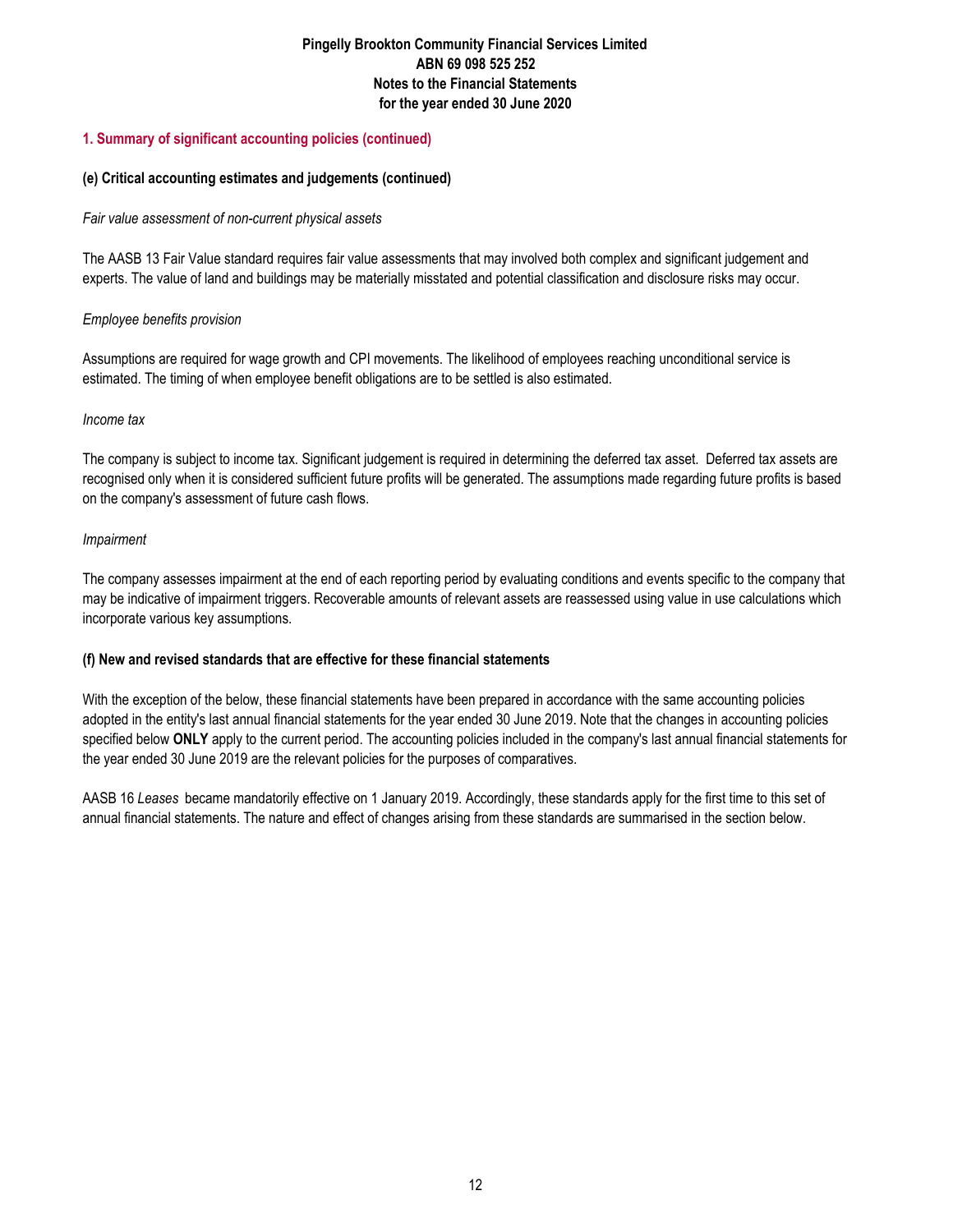## 1. Summary of significant accounting policies (continued)

### (e) Critical accounting estimates and judgements (continued)

*Fair value assessment of non-current physical assets*

The AASB 13 Fair Value standard requires fair value assessments that may involved both complex and significant judgement and experts. The value of land and buildings may be materially misstated and potential classification and disclosure risks may occur.

*Employee benefits provision*

Assumptions are required for wage growth and CPI movements. The likelihood of employees reaching unconditional service is estimated. The timing of when employee benefit obligations are to be settled is also estimated.

*Income tax*

The company is subject to income tax. Significant judgement is required in determining the deferred tax asset. Deferred tax assets are recognised only when it is considered sufficient future profits will be generated. The assumptions made regarding future profits is based on the company's assessment of future cash flows.

*Impairment*

The company assesses impairment at the end of each reporting period by evaluating conditions and events specific to the company that may be indicative of impairment triggers. Recoverable amounts of relevant assets are reassessed using value in use calculations which incorporate various key assumptions.

### (f) New and revised standards that are effective for these financial statements

With the exception of the below, these financial statements have been prepared in accordance with the same accounting policies adopted in the entity's last annual financial statements for the year ended 30 June 2019. Note that the changes in accounting policies specified below **ONLY** apply to the current period. The accounting policies included in the company's last annual financial statements for the year ended 30 June 2019 are the relevant policies for the purposes of comparatives.

AASB 16 *Leases* became mandatorily effective on 1 January 2019. Accordingly, these standards apply for the first time to this set of annual financial statements. The nature and effect of changes arising from these standards are summarised in the section below.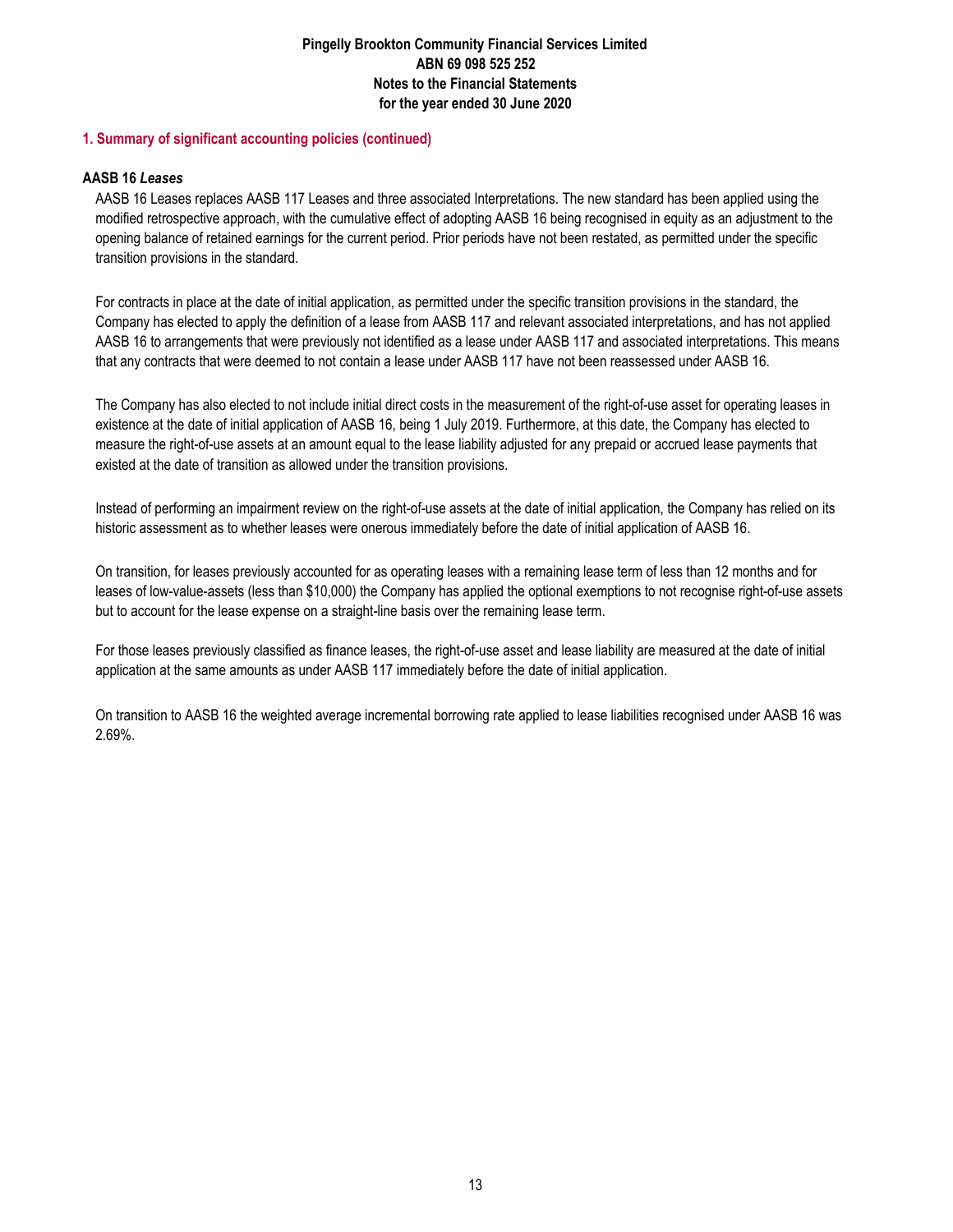## 1. Summary of significant accounting policies (continued)

### AASB 16 *Leases*

AASB 16 Leases replaces AASB 117 Leases and three associated Interpretations. The new standard has been applied using the modified retrospective approach, with the cumulative effect of adopting AASB 16 being recognised in equity as an adjustment to the opening balance of retained earnings for the current period. Prior periods have not been restated, as permitted under the specific transition provisions in the standard.

For contracts in place at the date of initial application, as permitted under the specific transition provisions in the standard, the Company has elected to apply the definition of a lease from AASB 117 and relevant associated interpretations, and has not applied AASB 16 to arrangements that were previously not identified as a lease under AASB 117 and associated interpretations. This means that any contracts that were deemed to not contain a lease under AASB 117 have not been reassessed under AASB 16.

The Company has also elected to not include initial direct costs in the measurement of the right-of-use asset for operating leases in existence at the date of initial application of AASB 16, being 1 July 2019. Furthermore, at this date, the Company has elected to measure the right-of-use assets at an amount equal to the lease liability adjusted for any prepaid or accrued lease payments that existed at the date of transition as allowed under the transition provisions.

Instead of performing an impairment review on the right-of-use assets at the date of initial application, the Company has relied on its historic assessment as to whether leases were onerous immediately before the date of initial application of AASB 16.

On transition, for leases previously accounted for as operating leases with a remaining lease term of less than 12 months and for leases of low-value-assets (less than $10,000) the Company has applied the optional exemptions to not recognise right-of-use assets but to account for the lease expense on a straight-line basis over the remaining lease term.

For those leases previously classified as finance leases, the right-of-use asset and lease liability are measured at the date of initial application at the same amounts as under AASB 117 immediately before the date of initial application.

On transition to AASB 16 the weighted average incremental borrowing rate applied to lease liabilities recognised under AASB 16 was 2.69%.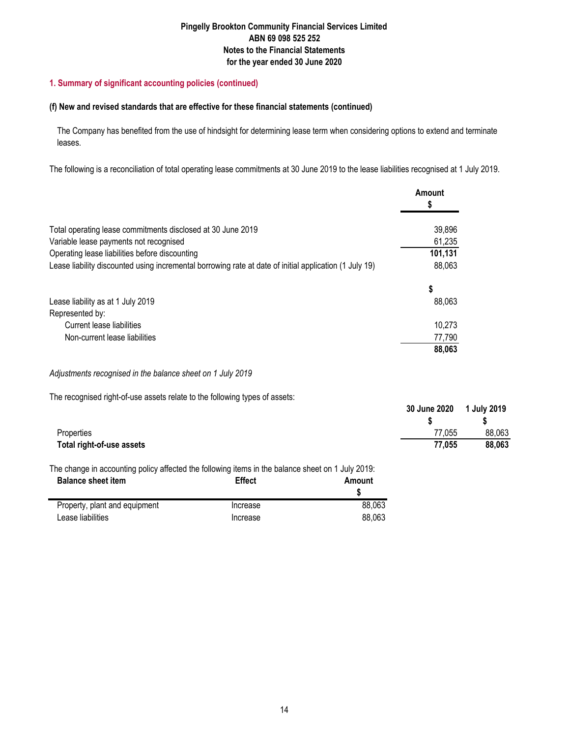## 1. Summary of significant accounting policies (continued)

### (f) New and revised standards that are effective for these financial statements (continued)

The Company has benefited from the use of hindsight for determining lease term when considering options to extend and terminate leases.

The following is a reconciliation of total operating lease commitments at 30 June 2019 to the lease liabilities recognised at 1 July 2019.

| | Amount $ |
|---|---|
| Total operating lease commitments disclosed at 30 June 2019 | 39,896 |
| Variable lease payments not recognised | 61,235 |
| Operating lease liabilities before discounting | **101,131** |
| Lease liability discounted using incremental borrowing rate at date of initial application (1 July 19) | 88,063 |

| | $ |
|---|---|
| Lease liability as at 1 July 2019 | 88,063 |
| Represented by: | |
| Current lease liabilities | 10,273 |
| Non-current lease liabilities | 77,790 |
| | **88,063** |

*Adjustments recognised in the balance sheet on 1 July 2019*

The recognised right-of-use assets relate to the following types of assets:

| | 30 June 2020 $ | 1 July 2019 $ |
|---|---|---|
| Properties | 77,055 | 88,063 |
| **Total right-of-use assets** | **77,055** | **88,063** |

The change in accounting policy affected the following items in the balance sheet on 1 July 2019:

| Balance sheet item | Effect | Amount $ |
|---|---|---|
| Property, plant and equipment | Increase | 88,063 |
| Lease liabilities | Increase | 88,063 |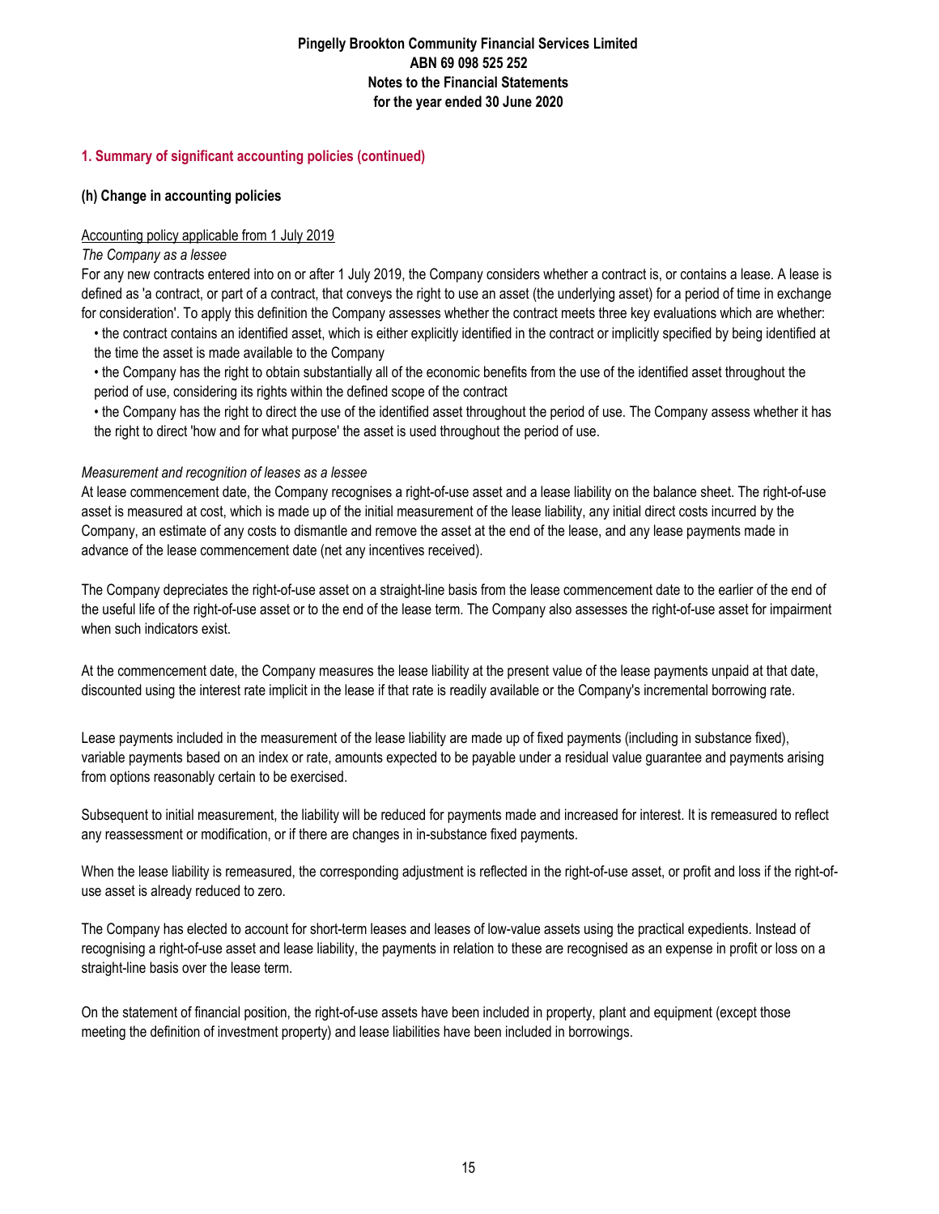## 1. Summary of significant accounting policies (continued)

### (h) Change in accounting policies

Accounting policy applicable from 1 July 2019

*The Company as a lessee*

For any new contracts entered into on or after 1 July 2019, the Company considers whether a contract is, or contains a lease. A lease is defined as 'a contract, or part of a contract, that conveys the right to use an asset (the underlying asset) for a period of time in exchange for consideration'. To apply this definition the Company assesses whether the contract meets three key evaluations which are whether:

- the contract contains an identified asset, which is either explicitly identified in the contract or implicitly specified by being identified at the time the asset is made available to the Company
- the Company has the right to obtain substantially all of the economic benefits from the use of the identified asset throughout the period of use, considering its rights within the defined scope of the contract
- the Company has the right to direct the use of the identified asset throughout the period of use. The Company assess whether it has the right to direct 'how and for what purpose' the asset is used throughout the period of use.

*Measurement and recognition of leases as a lessee*

At lease commencement date, the Company recognises a right-of-use asset and a lease liability on the balance sheet. The right-of-use asset is measured at cost, which is made up of the initial measurement of the lease liability, any initial direct costs incurred by the Company, an estimate of any costs to dismantle and remove the asset at the end of the lease, and any lease payments made in advance of the lease commencement date (net any incentives received).

The Company depreciates the right-of-use asset on a straight-line basis from the lease commencement date to the earlier of the end of the useful life of the right-of-use asset or to the end of the lease term. The Company also assesses the right-of-use asset for impairment when such indicators exist.

At the commencement date, the Company measures the lease liability at the present value of the lease payments unpaid at that date, discounted using the interest rate implicit in the lease if that rate is readily available or the Company's incremental borrowing rate.

Lease payments included in the measurement of the lease liability are made up of fixed payments (including in substance fixed), variable payments based on an index or rate, amounts expected to be payable under a residual value guarantee and payments arising from options reasonably certain to be exercised.

Subsequent to initial measurement, the liability will be reduced for payments made and increased for interest. It is remeasured to reflect any reassessment or modification, or if there are changes in in-substance fixed payments.

When the lease liability is remeasured, the corresponding adjustment is reflected in the right-of-use asset, or profit and loss if the right-of-use asset is already reduced to zero.

The Company has elected to account for short-term leases and leases of low-value assets using the practical expedients. Instead of recognising a right-of-use asset and lease liability, the payments in relation to these are recognised as an expense in profit or loss on a straight-line basis over the lease term.

On the statement of financial position, the right-of-use assets have been included in property, plant and equipment (except those meeting the definition of investment property) and lease liabilities have been included in borrowings.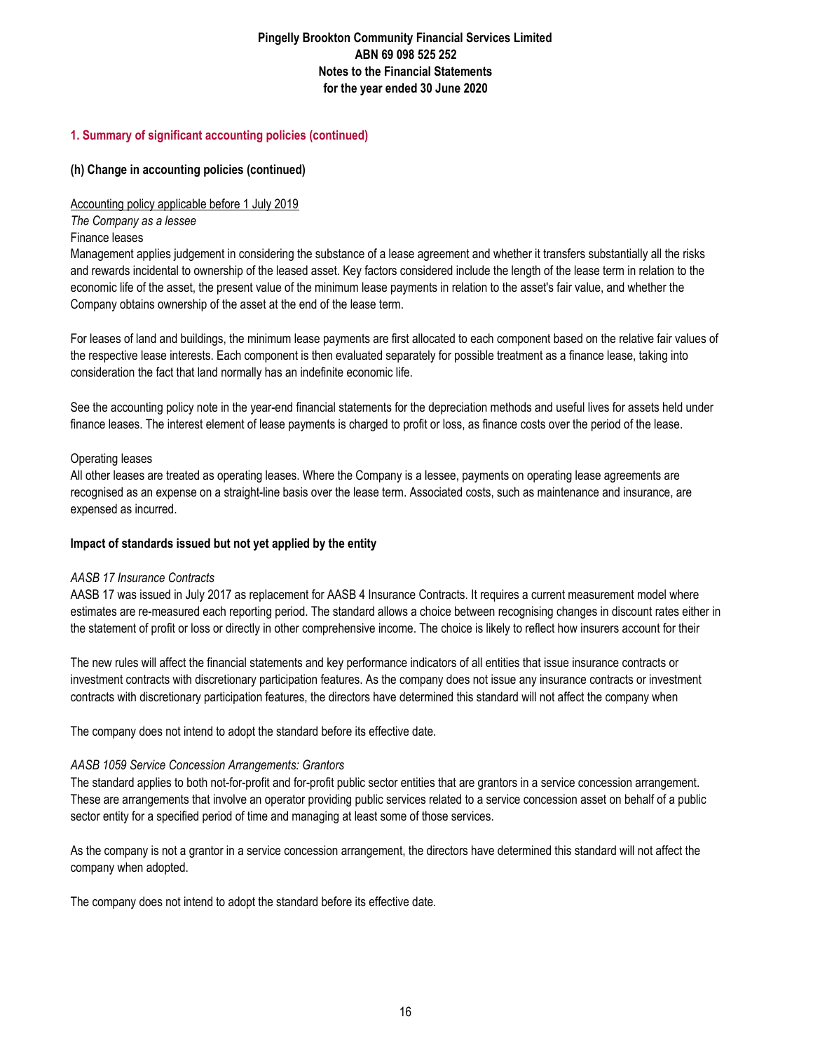### 1. Summary of significant accounting policies (continued)

#### (h) Change in accounting policies (continued)

Accounting policy applicable before 1 July 2019

*The Company as a lessee*

Finance leases

Management applies judgement in considering the substance of a lease agreement and whether it transfers substantially all the risks and rewards incidental to ownership of the leased asset. Key factors considered include the length of the lease term in relation to the economic life of the asset, the present value of the minimum lease payments in relation to the asset's fair value, and whether the Company obtains ownership of the asset at the end of the lease term.

For leases of land and buildings, the minimum lease payments are first allocated to each component based on the relative fair values of the respective lease interests. Each component is then evaluated separately for possible treatment as a finance lease, taking into consideration the fact that land normally has an indefinite economic life.

See the accounting policy note in the year-end financial statements for the depreciation methods and useful lives for assets held under finance leases. The interest element of lease payments is charged to profit or loss, as finance costs over the period of the lease.

Operating leases

All other leases are treated as operating leases. Where the Company is a lessee, payments on operating lease agreements are recognised as an expense on a straight-line basis over the lease term. Associated costs, such as maintenance and insurance, are expensed as incurred.

**Impact of standards issued but not yet applied by the entity**

*AASB 17 Insurance Contracts*

AASB 17 was issued in July 2017 as replacement for AASB 4 Insurance Contracts. It requires a current measurement model where estimates are re-measured each reporting period. The standard allows a choice between recognising changes in discount rates either in the statement of profit or loss or directly in other comprehensive income. The choice is likely to reflect how insurers account for their

The new rules will affect the financial statements and key performance indicators of all entities that issue insurance contracts or investment contracts with discretionary participation features. As the company does not issue any insurance contracts or investment contracts with discretionary participation features, the directors have determined this standard will not affect the company when

The company does not intend to adopt the standard before its effective date.

*AASB 1059 Service Concession Arrangements: Grantors*

The standard applies to both not-for-profit and for-profit public sector entities that are grantors in a service concession arrangement. These are arrangements that involve an operator providing public services related to a service concession asset on behalf of a public sector entity for a specified period of time and managing at least some of those services.

As the company is not a grantor in a service concession arrangement, the directors have determined this standard will not affect the company when adopted.

The company does not intend to adopt the standard before its effective date.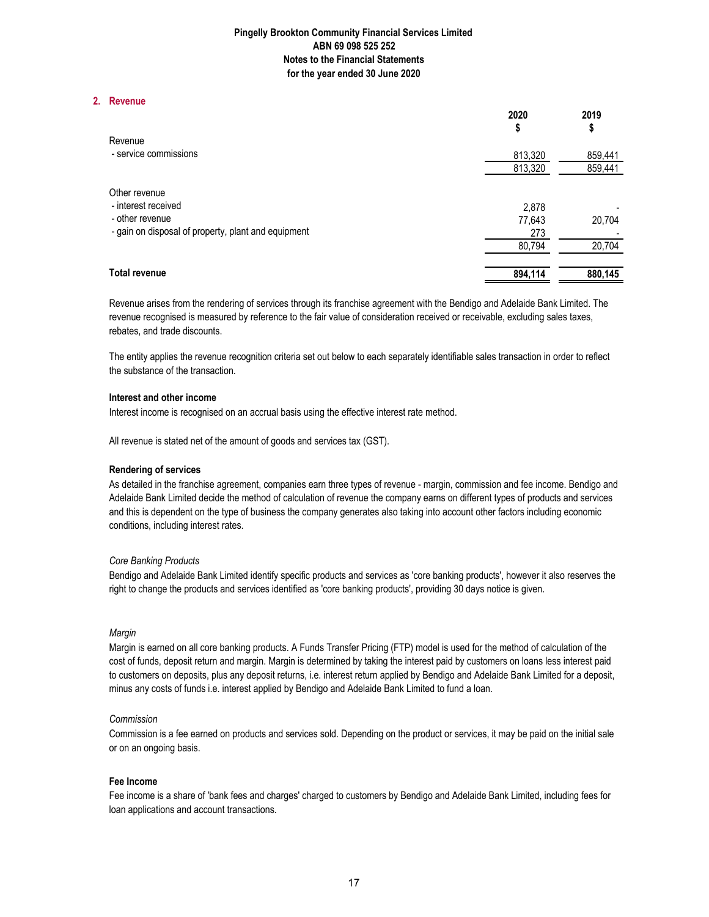## 2. Revenue

| | 2020 $ | 2019 $ |
|---|---|---|
| Revenue | | |
| - service commissions | 813,320 | 859,441 |
| | 813,320 | 859,441 |
| Other revenue | | |
| - interest received | 2,878 | - |
| - other revenue | 77,643 | 20,704 |
| - gain on disposal of property, plant and equipment | 273 | - |
| | 80,794 | 20,704 |
| **Total revenue** | **894,114** | **880,145** |

Revenue arises from the rendering of services through its franchise agreement with the Bendigo and Adelaide Bank Limited. The revenue recognised is measured by reference to the fair value of consideration received or receivable, excluding sales taxes, rebates, and trade discounts.

The entity applies the revenue recognition criteria set out below to each separately identifiable sales transaction in order to reflect the substance of the transaction.

**Interest and other income**

Interest income is recognised on an accrual basis using the effective interest rate method.

All revenue is stated net of the amount of goods and services tax (GST).

**Rendering of services**

As detailed in the franchise agreement, companies earn three types of revenue - margin, commission and fee income. Bendigo and Adelaide Bank Limited decide the method of calculation of revenue the company earns on different types of products and services and this is dependent on the type of business the company generates also taking into account other factors including economic conditions, including interest rates.

*Core Banking Products*

Bendigo and Adelaide Bank Limited identify specific products and services as 'core banking products', however it also reserves the right to change the products and services identified as 'core banking products', providing 30 days notice is given.

*Margin*

Margin is earned on all core banking products. A Funds Transfer Pricing (FTP) model is used for the method of calculation of the cost of funds, deposit return and margin. Margin is determined by taking the interest paid by customers on loans less interest paid to customers on deposits, plus any deposit returns, i.e. interest return applied by Bendigo and Adelaide Bank Limited for a deposit, minus any costs of funds i.e. interest applied by Bendigo and Adelaide Bank Limited to fund a loan.

*Commission*

Commission is a fee earned on products and services sold. Depending on the product or services, it may be paid on the initial sale or on an ongoing basis.

**Fee Income**

Fee income is a share of 'bank fees and charges' charged to customers by Bendigo and Adelaide Bank Limited, including fees for loan applications and account transactions.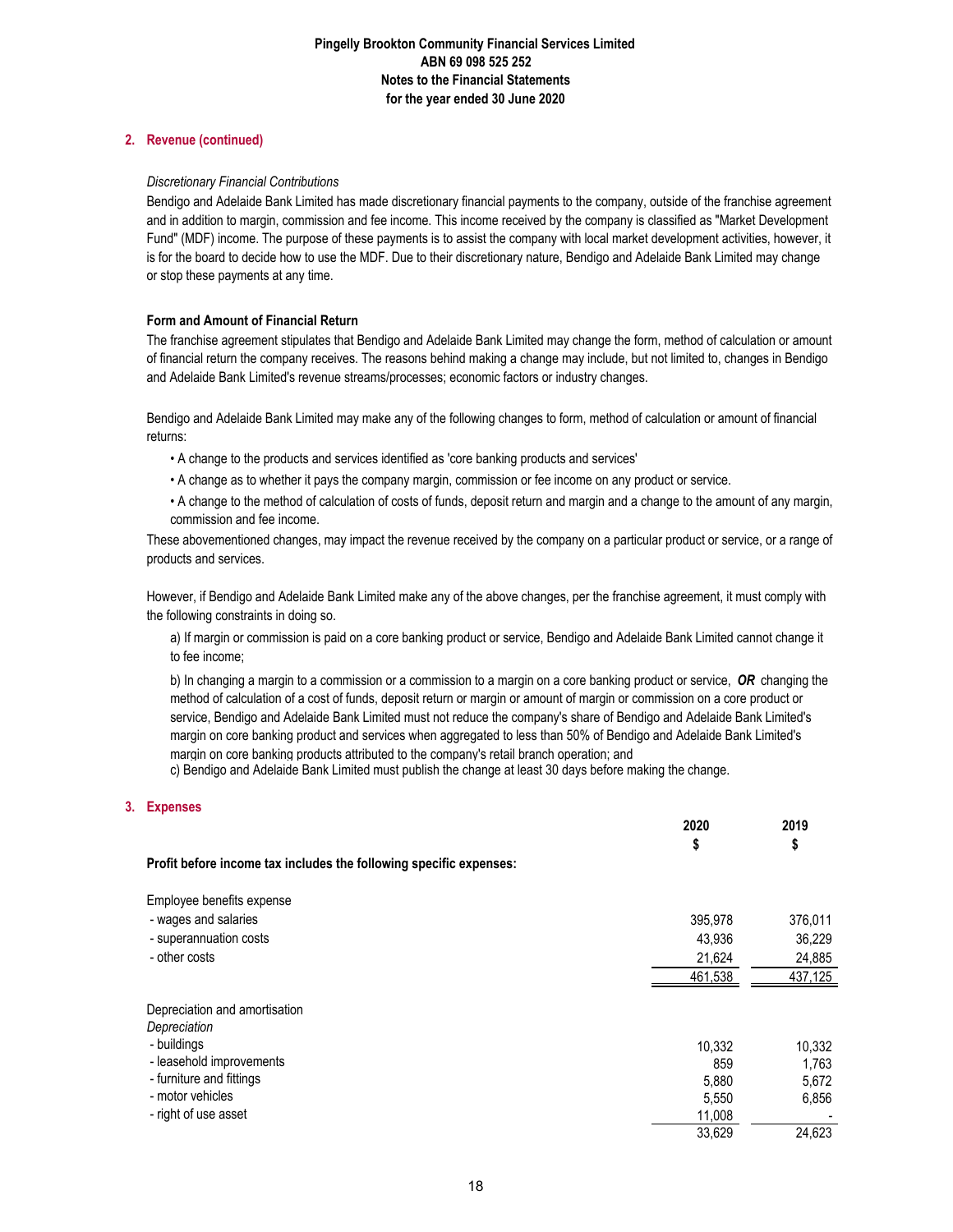## 2. Revenue (continued)

*Discretionary Financial Contributions*

Bendigo and Adelaide Bank Limited has made discretionary financial payments to the company, outside of the franchise agreement and in addition to margin, commission and fee income. This income received by the company is classified as "Market Development Fund" (MDF) income. The purpose of these payments is to assist the company with local market development activities, however, it is for the board to decide how to use the MDF. Due to their discretionary nature, Bendigo and Adelaide Bank Limited may change or stop these payments at any time.

**Form and Amount of Financial Return**

The franchise agreement stipulates that Bendigo and Adelaide Bank Limited may change the form, method of calculation or amount of financial return the company receives. The reasons behind making a change may include, but not limited to, changes in Bendigo and Adelaide Bank Limited's revenue streams/processes; economic factors or industry changes.

Bendigo and Adelaide Bank Limited may make any of the following changes to form, method of calculation or amount of financial returns:

- A change to the products and services identified as 'core banking products and services'
- A change as to whether it pays the company margin, commission or fee income on any product or service.
- A change to the method of calculation of costs of funds, deposit return and margin and a change to the amount of any margin, commission and fee income.

These abovementioned changes, may impact the revenue received by the company on a particular product or service, or a range of products and services.

However, if Bendigo and Adelaide Bank Limited make any of the above changes, per the franchise agreement, it must comply with the following constraints in doing so.

a) If margin or commission is paid on a core banking product or service, Bendigo and Adelaide Bank Limited cannot change it to fee income;

b) In changing a margin to a commission or a commission to a margin on a core banking product or service, ***OR*** changing the method of calculation of a cost of funds, deposit return or margin or amount of margin or commission on a core product or service, Bendigo and Adelaide Bank Limited must not reduce the company's share of Bendigo and Adelaide Bank Limited's margin on core banking product and services when aggregated to less than 50% of Bendigo and Adelaide Bank Limited's margin on core banking products attributed to the company's retail branch operation; and

c) Bendigo and Adelaide Bank Limited must publish the change at least 30 days before making the change.

## 3. Expenses

| | 2020 $ | 2019 $ |
|---|---|---|
| **Profit before income tax includes the following specific expenses:** | | |
| Employee benefits expense | | |
| - wages and salaries | 395,978 | 376,011 |
| - superannuation costs | 43,936 | 36,229 |
| - other costs | 21,624 | 24,885 |
| | 461,538 | 437,125 |
| Depreciation and amortisation | | |
| *Depreciation* | | |
| - buildings | 10,332 | 10,332 |
| - leasehold improvements | 859 | 1,763 |
| - furniture and fittings | 5,880 | 5,672 |
| - motor vehicles | 5,550 | 6,856 |
| - right of use asset | 11,008 | - |
| | 33,629 | 24,623 |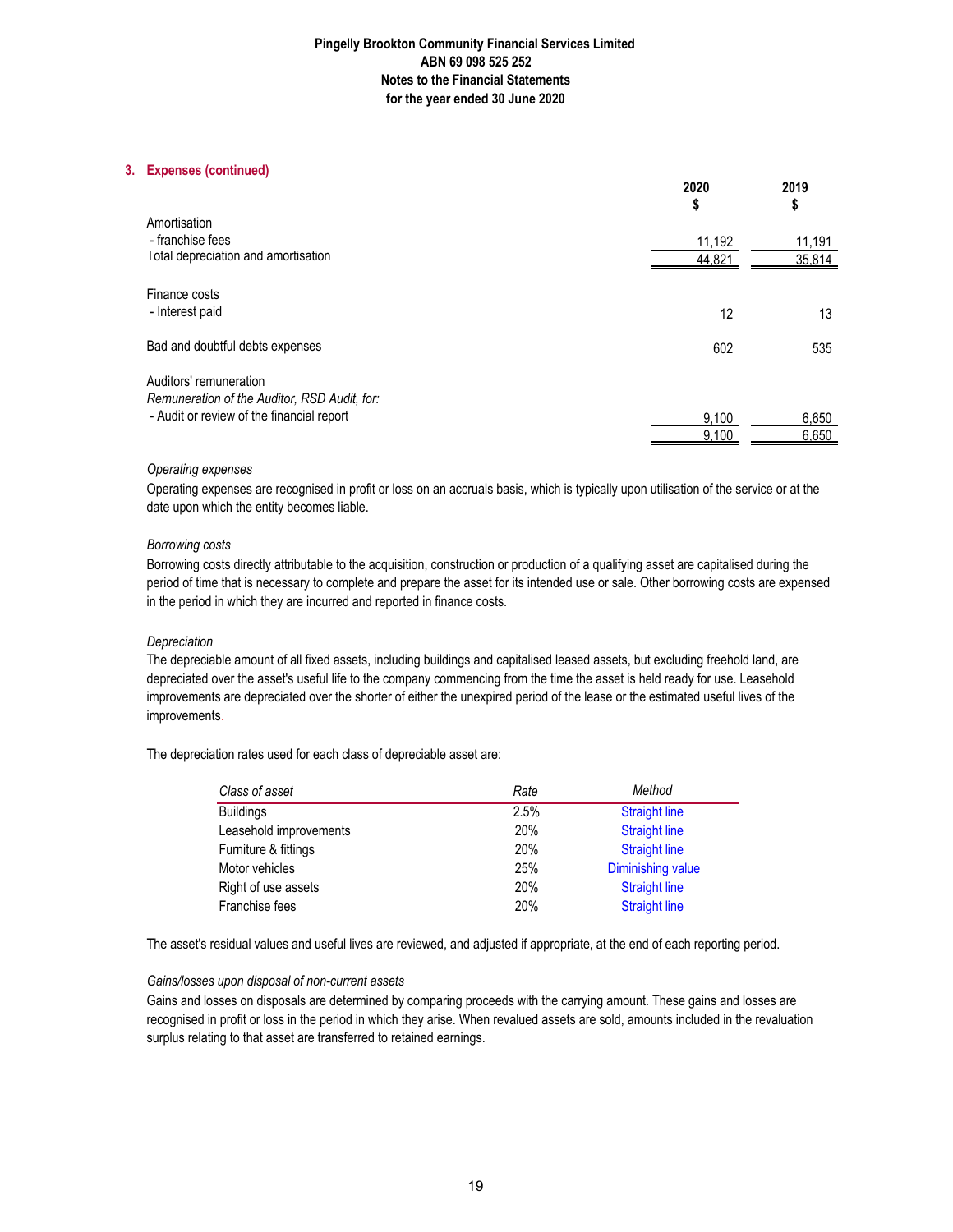### 3. Expenses (continued)

| | 2020<br>$ | 2019<br>$ |
|---|---|---|
| Amortisation | | |
| - franchise fees | 11,192 | 11,191 |
| Total depreciation and amortisation | 44,821 | 35,814 |
| | | |
| Finance costs | | |
| - Interest paid | 12 | 13 |
| | | |
| Bad and doubtful debts expenses | 602 | 535 |
| | | |
| Auditors' remuneration | | |
| *Remuneration of the Auditor, RSD Audit, for:* | | |
| - Audit or review of the financial report | 9,100 | 6,650 |
| | 9,100 | 6,650 |

*Operating expenses*

Operating expenses are recognised in profit or loss on an accruals basis, which is typically upon utilisation of the service or at the date upon which the entity becomes liable.

*Borrowing costs*

Borrowing costs directly attributable to the acquisition, construction or production of a qualifying asset are capitalised during the period of time that is necessary to complete and prepare the asset for its intended use or sale. Other borrowing costs are expensed in the period in which they are incurred and reported in finance costs.

*Depreciation*

The depreciable amount of all fixed assets, including buildings and capitalised leased assets, but excluding freehold land, are depreciated over the asset's useful life to the company commencing from the time the asset is held ready for use. Leasehold improvements are depreciated over the shorter of either the unexpired period of the lease or the estimated useful lives of the improvements.

The depreciation rates used for each class of depreciable asset are:

| *Class of asset* | *Rate* | *Method* |
|---|---|---|
| Buildings | 2.5% | Straight line |
| Leasehold improvements | 20% | Straight line |
| Furniture & fittings | 20% | Straight line |
| Motor vehicles | 25% | Diminishing value |
| Right of use assets | 20% | Straight line |
| Franchise fees | 20% | Straight line |

The asset's residual values and useful lives are reviewed, and adjusted if appropriate, at the end of each reporting period.

*Gains/losses upon disposal of non-current assets*

Gains and losses on disposals are determined by comparing proceeds with the carrying amount. These gains and losses are recognised in profit or loss in the period in which they arise. When revalued assets are sold, amounts included in the revaluation surplus relating to that asset are transferred to retained earnings.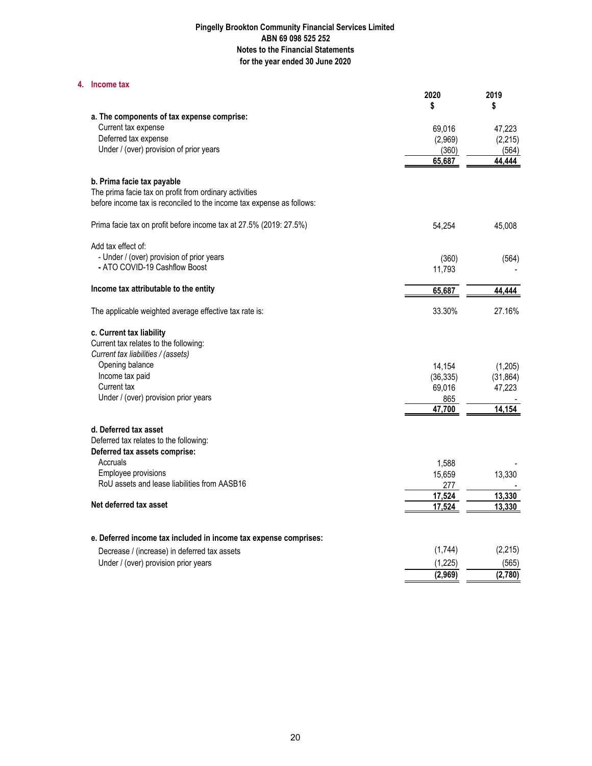# Pingelly Brookton Community Financial Services Limited
## ABN 69 098 525 252
## Notes to the Financial Statements
## for the year ended 30 June 2020

### 4. Income tax

| | 2020 $ | 2019 $ |
|---|---|---|
| **a. The components of tax expense comprise:** | | |
| Current tax expense | 69,016 | 47,223 |
| Deferred tax expense | (2,969) | (2,215) |
| Under / (over) provision of prior years | (360) | (564) |
| | **65,687** | **44,444** |
| **b. Prima facie tax payable** | | |
| The prima facie tax on profit from ordinary activities before income tax is reconciled to the income tax expense as follows: | | |
| Prima facie tax on profit before income tax at 27.5% (2019: 27.5%) | 54,254 | 45,008 |
| Add tax effect of: | | |
| - Under / (over) provision of prior years | (360) | (564) |
| - ATO COVID-19 Cashflow Boost | 11,793 | - |
| **Income tax attributable to the entity** | **65,687** | **44,444** |
| The applicable weighted average effective tax rate is: | 33.30% | 27.16% |
| **c. Current tax liability** | | |
| Current tax relates to the following: | | |
| *Current tax liabilities / (assets)* | | |
| Opening balance | 14,154 | (1,205) |
| Income tax paid | (36,335) | (31,864) |
| Current tax | 69,016 | 47,223 |
| Under / (over) provision prior years | 865 | - |
| | **47,700** | **14,154** |
| **d. Deferred tax asset** | | |
| Deferred tax relates to the following: | | |
| **Deferred tax assets comprise:** | | |
| Accruals | 1,588 | - |
| Employee provisions | 15,659 | 13,330 |
| RoU assets and lease liabilities from AASB16 | 277 | - |
| | **17,524** | **13,330** |
| **Net deferred tax asset** | **17,524** | **13,330** |
| **e. Deferred income tax included in income tax expense comprises:** | | |
| Decrease / (increase) in deferred tax assets | (1,744) | (2,215) |
| Under / (over) provision prior years | (1,225) | (565) |
| | **(2,969)** | **(2,780)** |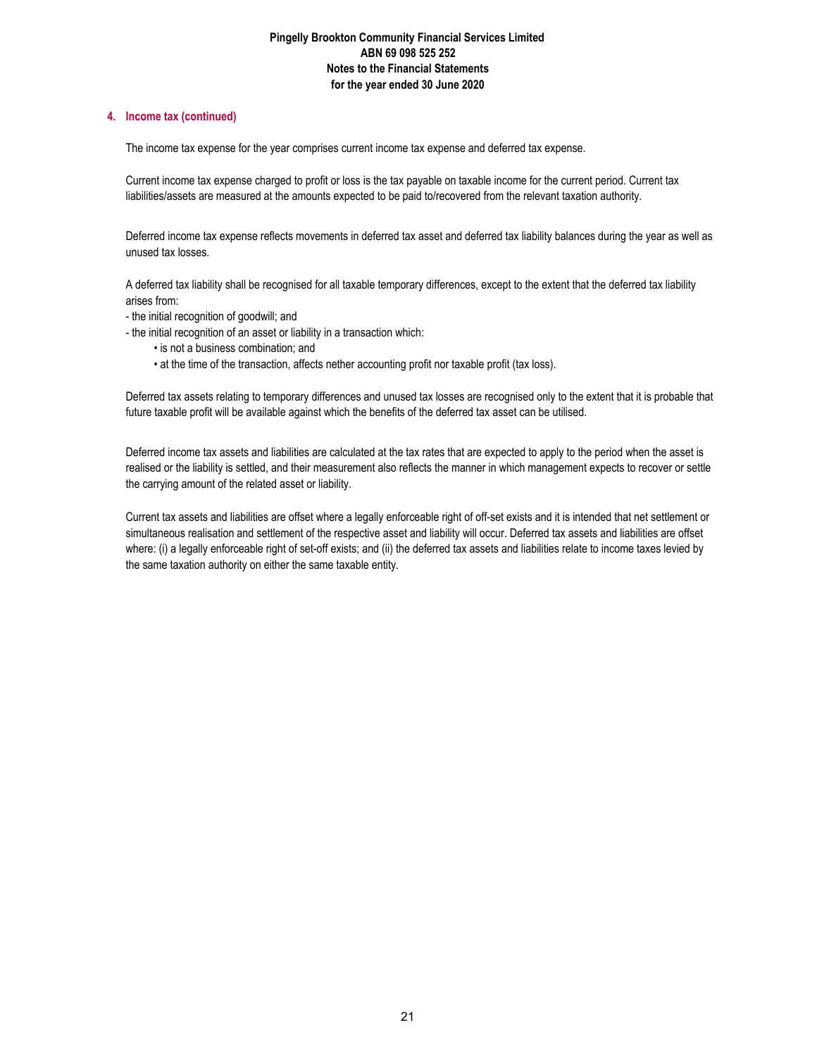## 4. Income tax (continued)

The income tax expense for the year comprises current income tax expense and deferred tax expense.

Current income tax expense charged to profit or loss is the tax payable on taxable income for the current period. Current tax liabilities/assets are measured at the amounts expected to be paid to/recovered from the relevant taxation authority.

Deferred income tax expense reflects movements in deferred tax asset and deferred tax liability balances during the year as well as unused tax losses.

A deferred tax liability shall be recognised for all taxable temporary differences, except to the extent that the deferred tax liability arises from:

- the initial recognition of goodwill; and
- the initial recognition of an asset or liability in a transaction which:
  - is not a business combination; and
  - at the time of the transaction, affects nether accounting profit nor taxable profit (tax loss).

Deferred tax assets relating to temporary differences and unused tax losses are recognised only to the extent that it is probable that future taxable profit will be available against which the benefits of the deferred tax asset can be utilised.

Deferred income tax assets and liabilities are calculated at the tax rates that are expected to apply to the period when the asset is realised or the liability is settled, and their measurement also reflects the manner in which management expects to recover or settle the carrying amount of the related asset or liability.

Current tax assets and liabilities are offset where a legally enforceable right of off-set exists and it is intended that net settlement or simultaneous realisation and settlement of the respective asset and liability will occur. Deferred tax assets and liabilities are offset where: (i) a legally enforceable right of set-off exists; and (ii) the deferred tax assets and liabilities relate to income taxes levied by the same taxation authority on either the same taxable entity.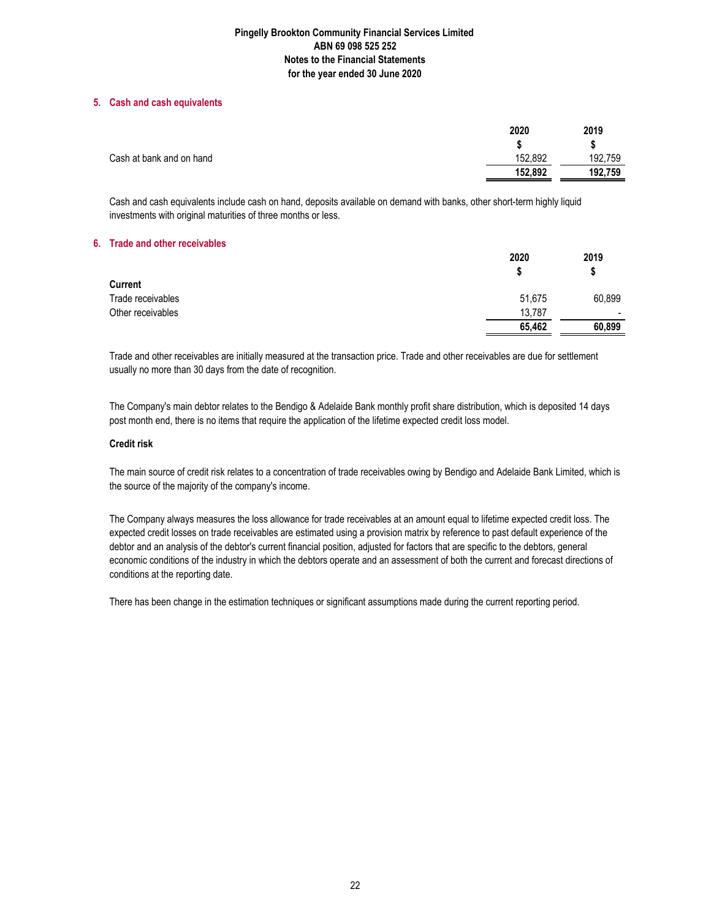## 5. Cash and cash equivalents

| | 2020 | 2019 |
|---|---|---|
| | $ | $ |
| Cash at bank and on hand | 152,892 | 192,759 |
| | **152,892** | **192,759** |

Cash and cash equivalents include cash on hand, deposits available on demand with banks, other short-term highly liquid investments with original maturities of three months or less.

## 6. Trade and other receivables

| | 2020 | 2019 |
|---|---|---|
| | $ | $ |
| **Current** | | |
| Trade receivables | 51,675 | 60,899 |
| Other receivables | 13,787 | - |
| | **65,462** | **60,899** |

Trade and other receivables are initially measured at the transaction price. Trade and other receivables are due for settlement usually no more than 30 days from the date of recognition.

The Company's main debtor relates to the Bendigo & Adelaide Bank monthly profit share distribution, which is deposited 14 days post month end, there is no items that require the application of the lifetime expected credit loss model.

**Credit risk**

The main source of credit risk relates to a concentration of trade receivables owing by Bendigo and Adelaide Bank Limited, which is the source of the majority of the company's income.

The Company always measures the loss allowance for trade receivables at an amount equal to lifetime expected credit loss. The expected credit losses on trade receivables are estimated using a provision matrix by reference to past default experience of the debtor and an analysis of the debtor's current financial position, adjusted for factors that are specific to the debtors, general economic conditions of the industry in which the debtors operate and an assessment of both the current and forecast directions of conditions at the reporting date.

There has been change in the estimation techniques or significant assumptions made during the current reporting period.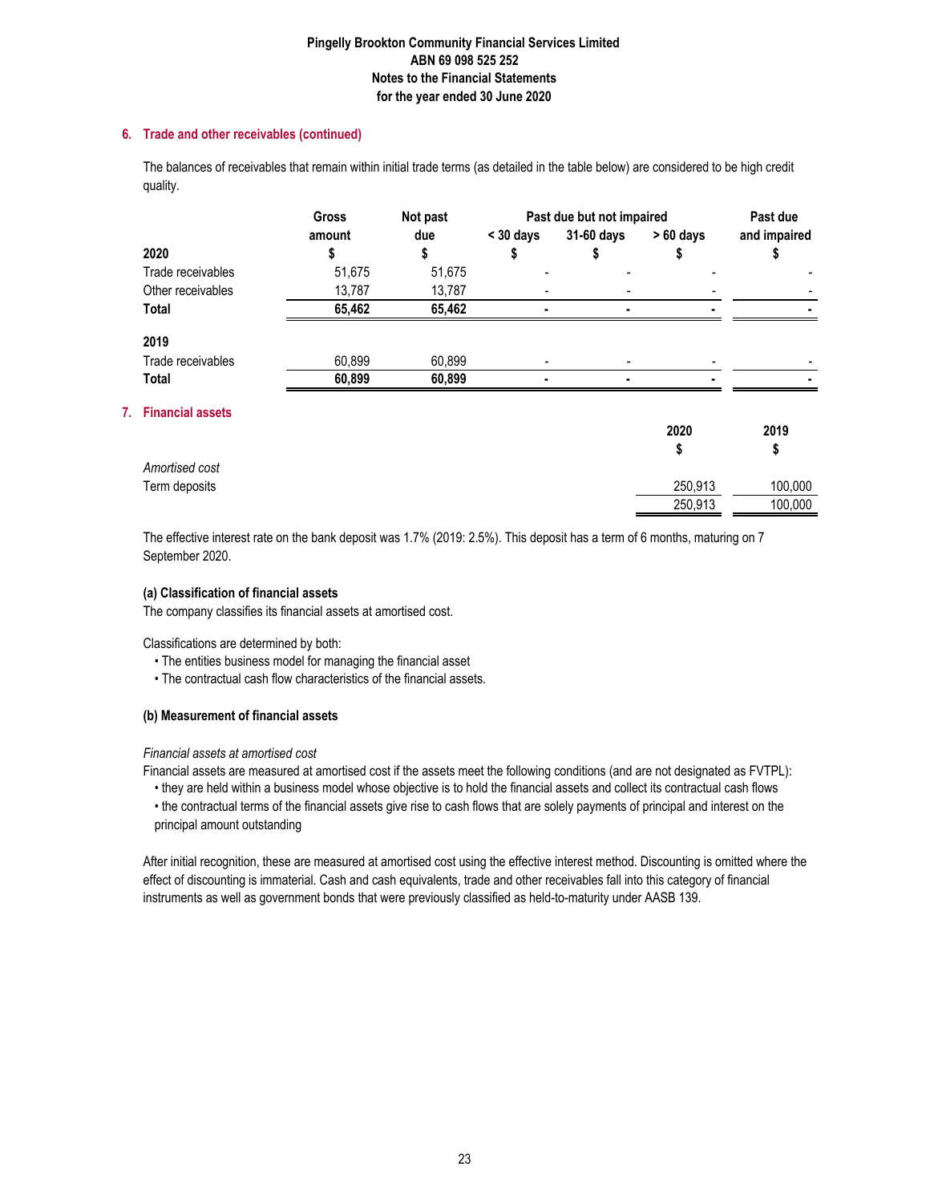### 6. Trade and other receivables (continued)

The balances of receivables that remain within initial trade terms (as detailed in the table below) are considered to be high credit quality.

| | Gross amount | Not past due | Past due but not impaired | | | Past due and impaired |
|---|---|---|---|---|---|---|
| | | | < 30 days | 31-60 days | > 60 days | |
| **2020** | **$** | **$** | **$** | **$** | **$** | **$** |
| Trade receivables | 51,675 | 51,675 | - | - | - | - |
| Other receivables | 13,787 | 13,787 | - | - | - | - |
| **Total** | **65,462** | **65,462** | **-** | **-** | **-** | **-** |
| **2019** | | | | | | |
| Trade receivables | 60,899 | 60,899 | - | - | - | - |
| **Total** | **60,899** | **60,899** | **-** | **-** | **-** | **-** |

### 7. Financial assets

| | 2020 $ | 2019 $ |
|---|---|---|
| *Amortised cost* | | |
| Term deposits | 250,913 | 100,000 |
| | 250,913 | 100,000 |

The effective interest rate on the bank deposit was 1.7% (2019: 2.5%). This deposit has a term of 6 months, maturing on 7 September 2020.

**(a) Classification of financial assets**

The company classifies its financial assets at amortised cost.

Classifications are determined by both:

- The entities business model for managing the financial asset
- The contractual cash flow characteristics of the financial assets.

**(b) Measurement of financial assets**

*Financial assets at amortised cost*

Financial assets are measured at amortised cost if the assets meet the following conditions (and are not designated as FVTPL):

- they are held within a business model whose objective is to hold the financial assets and collect its contractual cash flows
- the contractual terms of the financial assets give rise to cash flows that are solely payments of principal and interest on the principal amount outstanding

After initial recognition, these are measured at amortised cost using the effective interest method. Discounting is omitted where the effect of discounting is immaterial. Cash and cash equivalents, trade and other receivables fall into this category of financial instruments as well as government bonds that were previously classified as held-to-maturity under AASB 139.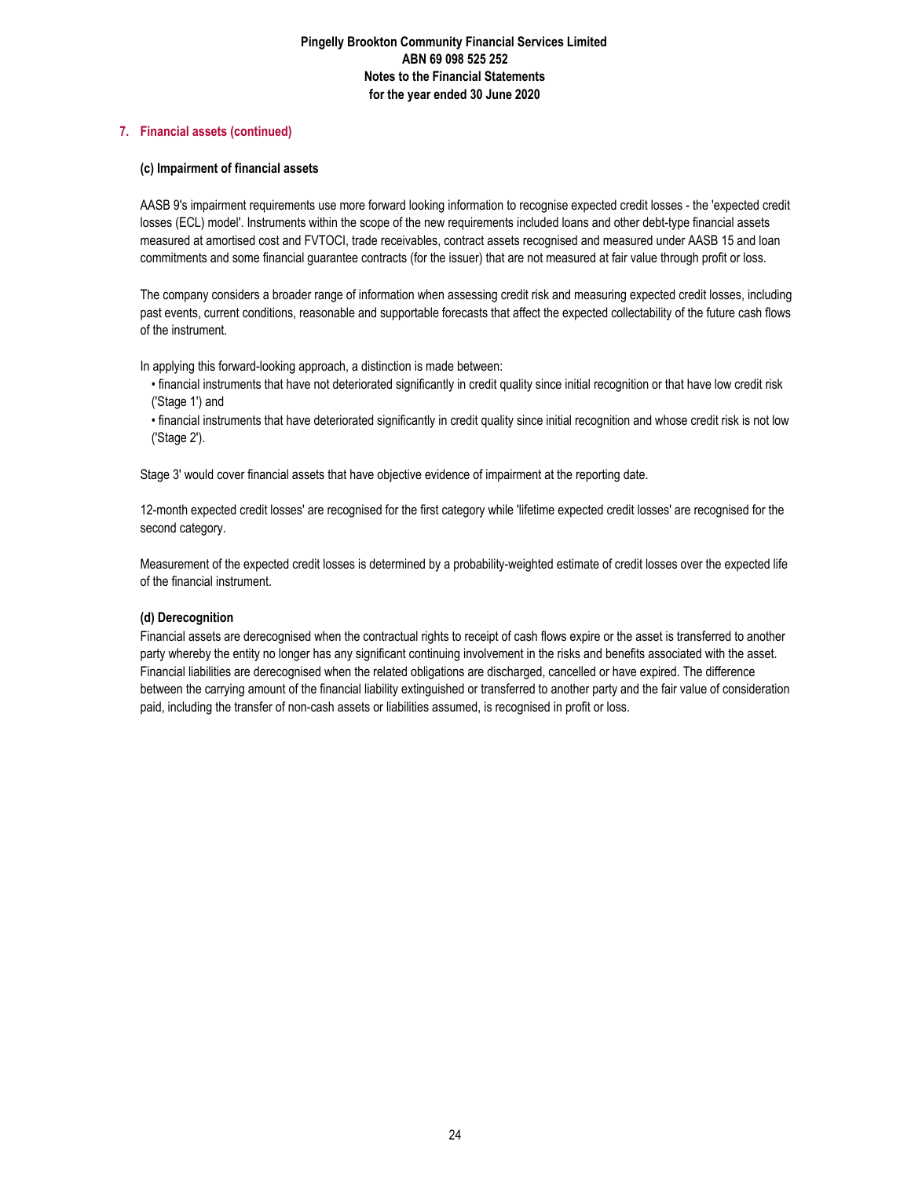## 7. Financial assets (continued)

### (c) Impairment of financial assets

AASB 9's impairment requirements use more forward looking information to recognise expected credit losses - the 'expected credit losses (ECL) model'. Instruments within the scope of the new requirements included loans and other debt-type financial assets measured at amortised cost and FVTOCI, trade receivables, contract assets recognised and measured under AASB 15 and loan commitments and some financial guarantee contracts (for the issuer) that are not measured at fair value through profit or loss.

The company considers a broader range of information when assessing credit risk and measuring expected credit losses, including past events, current conditions, reasonable and supportable forecasts that affect the expected collectability of the future cash flows of the instrument.

In applying this forward-looking approach, a distinction is made between:

- financial instruments that have not deteriorated significantly in credit quality since initial recognition or that have low credit risk ('Stage 1') and
- financial instruments that have deteriorated significantly in credit quality since initial recognition and whose credit risk is not low ('Stage 2').

Stage 3' would cover financial assets that have objective evidence of impairment at the reporting date.

12-month expected credit losses' are recognised for the first category while 'lifetime expected credit losses' are recognised for the second category.

Measurement of the expected credit losses is determined by a probability-weighted estimate of credit losses over the expected life of the financial instrument.

### (d) Derecognition

Financial assets are derecognised when the contractual rights to receipt of cash flows expire or the asset is transferred to another party whereby the entity no longer has any significant continuing involvement in the risks and benefits associated with the asset. Financial liabilities are derecognised when the related obligations are discharged, cancelled or have expired. The difference between the carrying amount of the financial liability extinguished or transferred to another party and the fair value of consideration paid, including the transfer of non-cash assets or liabilities assumed, is recognised in profit or loss.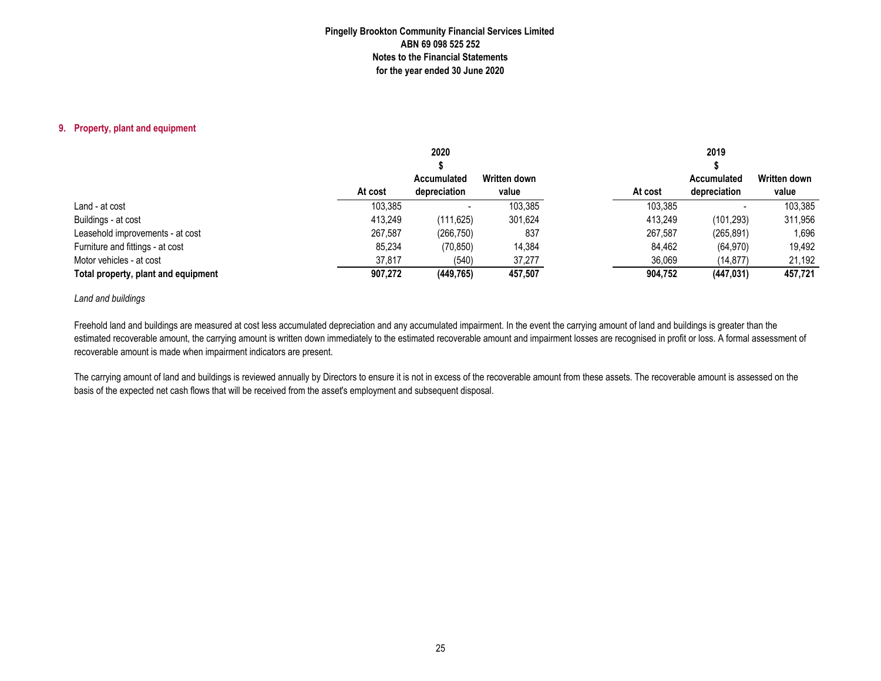## 9. Property, plant and equipment

| | 2020 | | | 2019 | | |
|---|---|---|---|---|---|---|
| | $ | | | $ | | |
| | At cost | Accumulated depreciation | Written down value | At cost | Accumulated depreciation | Written down value |
| Land - at cost | 103,385 | - | 103,385 | 103,385 | - | 103,385 |
| Buildings - at cost | 413,249 | (111,625) | 301,624 | 413,249 | (101,293) | 311,956 |
| Leasehold improvements - at cost | 267,587 | (266,750) | 837 | 267,587 | (265,891) | 1,696 |
| Furniture and fittings - at cost | 85,234 | (70,850) | 14,384 | 84,462 | (64,970) | 19,492 |
| Motor vehicles - at cost | 37,817 | (540) | 37,277 | 36,069 | (14,877) | 21,192 |
| **Total property, plant and equipment** | **907,272** | **(449,765)** | **457,507** | **904,752** | **(447,031)** | **457,721** |

*Land and buildings*

Freehold land and buildings are measured at cost less accumulated depreciation and any accumulated impairment. In the event the carrying amount of land and buildings is greater than the estimated recoverable amount, the carrying amount is written down immediately to the estimated recoverable amount and impairment losses are recognised in profit or loss. A formal assessment of recoverable amount is made when impairment indicators are present.

The carrying amount of land and buildings is reviewed annually by Directors to ensure it is not in excess of the recoverable amount from these assets. The recoverable amount is assessed on the basis of the expected net cash flows that will be received from the asset's employment and subsequent disposal.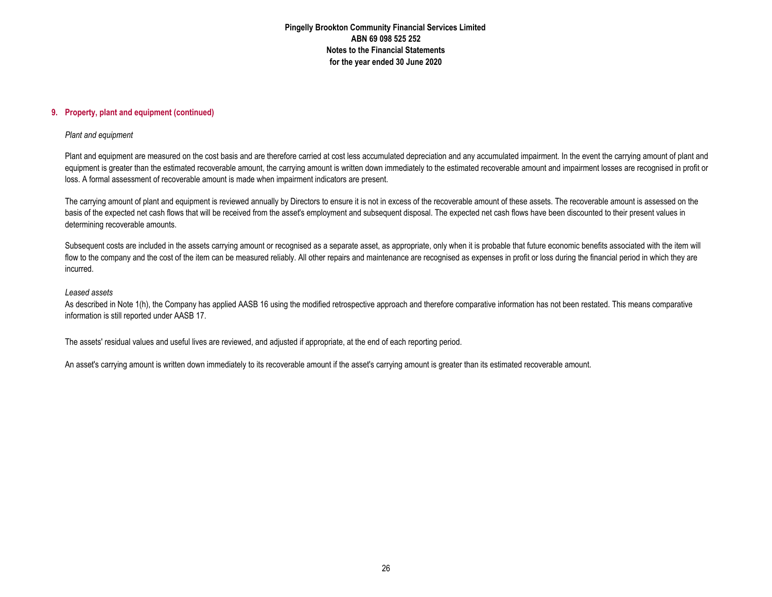## 9. Property, plant and equipment (continued)

*Plant and equipment*

Plant and equipment are measured on the cost basis and are therefore carried at cost less accumulated depreciation and any accumulated impairment. In the event the carrying amount of plant and equipment is greater than the estimated recoverable amount, the carrying amount is written down immediately to the estimated recoverable amount and impairment losses are recognised in profit or loss. A formal assessment of recoverable amount is made when impairment indicators are present.

The carrying amount of plant and equipment is reviewed annually by Directors to ensure it is not in excess of the recoverable amount of these assets. The recoverable amount is assessed on the basis of the expected net cash flows that will be received from the asset's employment and subsequent disposal. The expected net cash flows have been discounted to their present values in determining recoverable amounts.

Subsequent costs are included in the assets carrying amount or recognised as a separate asset, as appropriate, only when it is probable that future economic benefits associated with the item will flow to the company and the cost of the item can be measured reliably. All other repairs and maintenance are recognised as expenses in profit or loss during the financial period in which they are incurred.

*Leased assets*

As described in Note 1(h), the Company has applied AASB 16 using the modified retrospective approach and therefore comparative information has not been restated. This means comparative information is still reported under AASB 17.

The assets' residual values and useful lives are reviewed, and adjusted if appropriate, at the end of each reporting period.

An asset's carrying amount is written down immediately to its recoverable amount if the asset's carrying amount is greater than its estimated recoverable amount.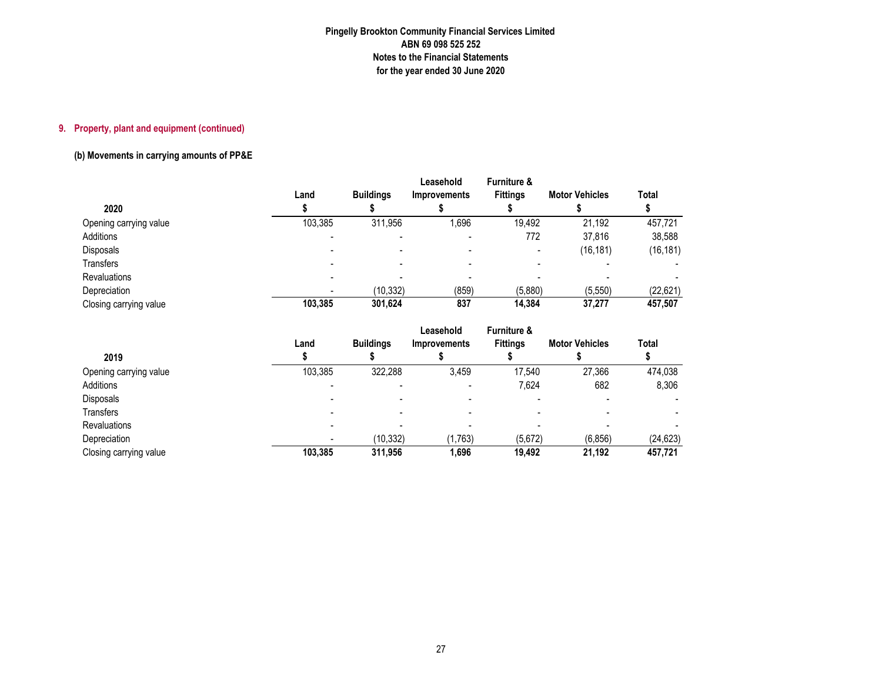## 9. Property, plant and equipment (continued)

### (b) Movements in carrying amounts of PP&E

| 2020 | Land<br>$ | Buildings<br>$ | Leasehold Improvements<br>$ | Furniture & Fittings<br>$ | Motor Vehicles<br>$ | Total<br>$ |
|---|---|---|---|---|---|---|
| Opening carrying value | 103,385 | 311,956 | 1,696 | 19,492 | 21,192 | 457,721 |
| Additions | - | - | - | 772 | 37,816 | 38,588 |
| Disposals | - | - | - | - | (16,181) | (16,181) |
| Transfers | - | - | - | - | - | - |
| Revaluations | - | - | - | - | - | - |
| Depreciation | - | (10,332) | (859) | (5,880) | (5,550) | (22,621) |
| Closing carrying value | **103,385** | **301,624** | **837** | **14,384** | **37,277** | **457,507** |

| 2019 | Land<br>$ | Buildings<br>$ | Leasehold Improvements<br>$ | Furniture & Fittings<br>$ | Motor Vehicles<br>$ | Total<br>$ |
|---|---|---|---|---|---|---|
| Opening carrying value | 103,385 | 322,288 | 3,459 | 17,540 | 27,366 | 474,038 |
| Additions | - | - | - | 7,624 | 682 | 8,306 |
| Disposals | - | - | - | - | - | - |
| Transfers | - | - | - | - | - | - |
| Revaluations | - | - | - | - | - | - |
| Depreciation | - | (10,332) | (1,763) | (5,672) | (6,856) | (24,623) |
| Closing carrying value | **103,385** | **311,956** | **1,696** | **19,492** | **21,192** | **457,721** |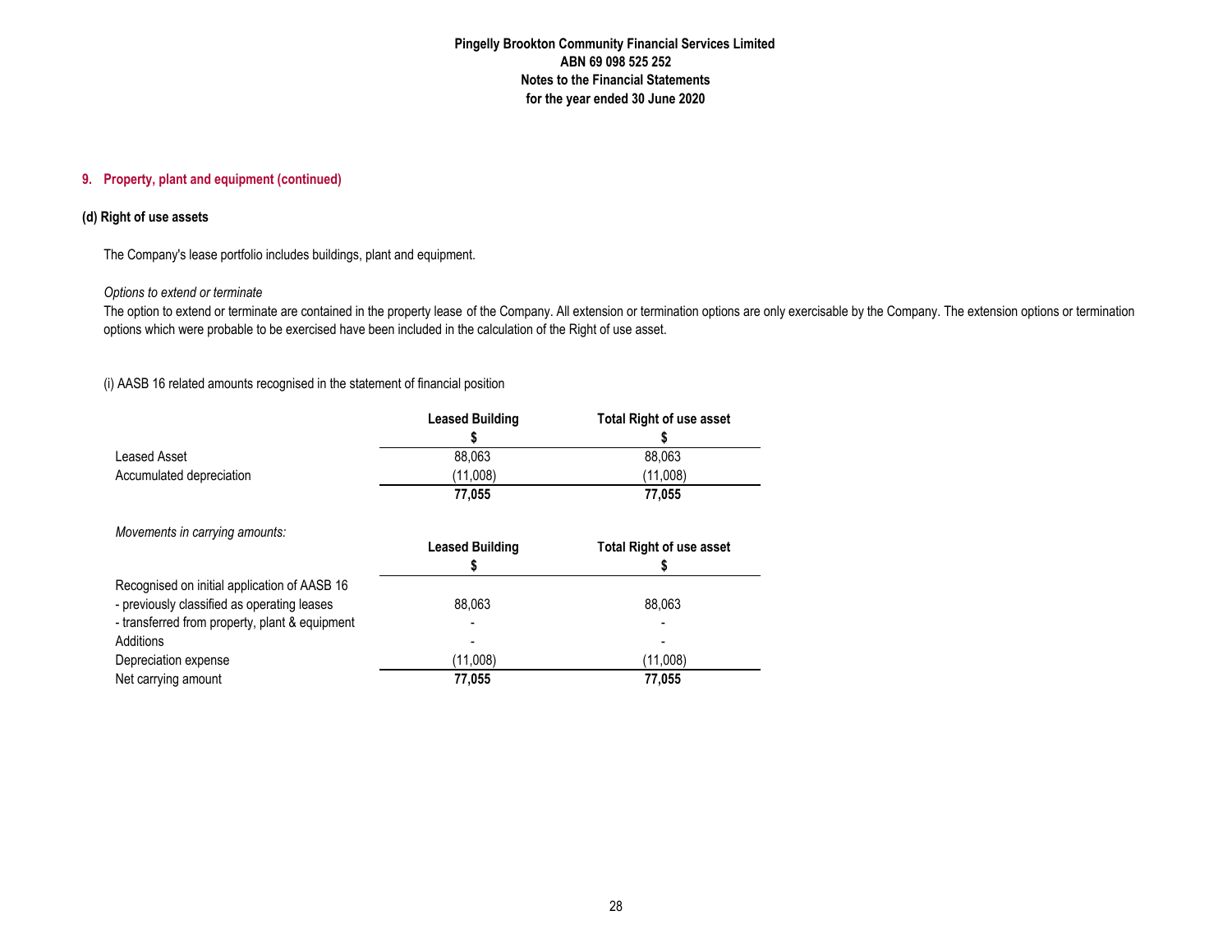## 9. Property, plant and equipment (continued)

### (d) Right of use assets

The Company's lease portfolio includes buildings, plant and equipment.

*Options to extend or terminate*

The option to extend or terminate are contained in the property lease of the Company. All extension or termination options are only exercisable by the Company. The extension options or termination options which were probable to be exercised have been included in the calculation of the Right of use asset.

(i) AASB 16 related amounts recognised in the statement of financial position

| | Leased Building | Total Right of use asset |
|---|---|---|
| | $ | $ |
| Leased Asset | 88,063 | 88,063 |
| Accumulated depreciation | (11,008) | (11,008) |
| | **77,055** | **77,055** |

*Movements in carrying amounts:*

| | Leased Building | Total Right of use asset |
|---|---|---|
| | $ | $ |
| Recognised on initial application of AASB 16 | | |
| - previously classified as operating leases | 88,063 | 88,063 |
| - transferred from property, plant & equipment | - | - |
| Additions | - | - |
| Depreciation expense | (11,008) | (11,008) |
| Net carrying amount | **77,055** | **77,055** |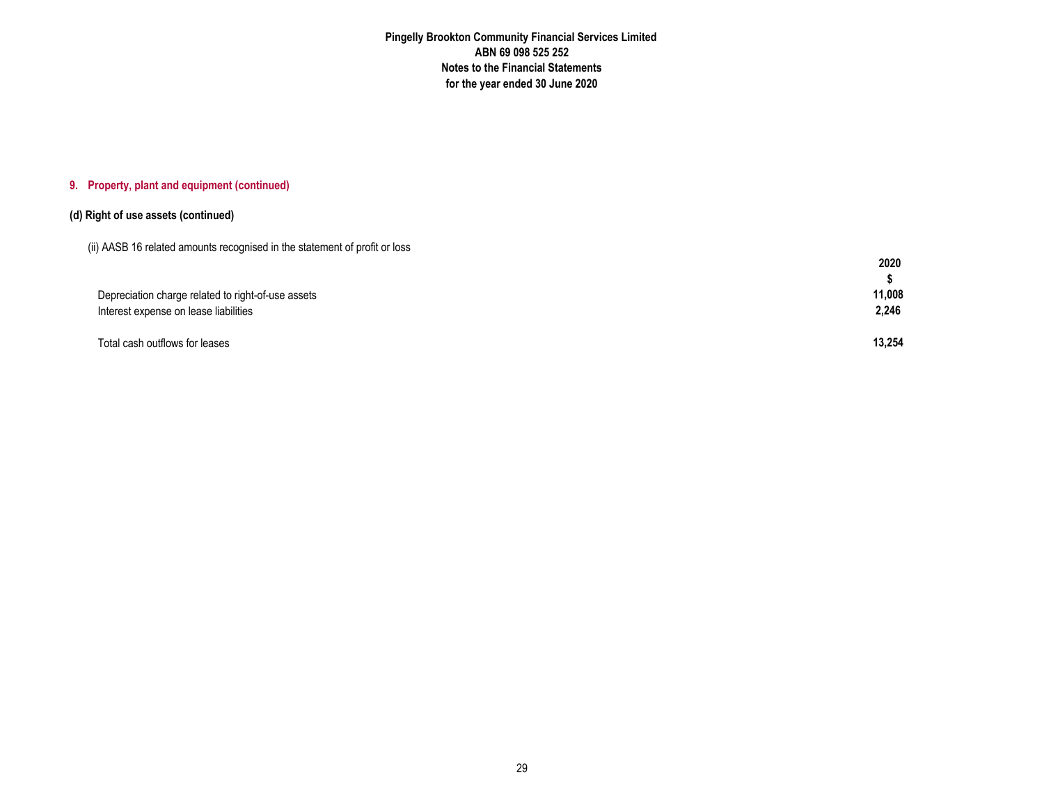## 9. Property, plant and equipment (continued)

### (d) Right of use assets (continued)

(ii) AASB 16 related amounts recognised in the statement of profit or loss

| | 2020 |
|---|---|
| | $ |
| Depreciation charge related to right-of-use assets | 11,008 |
| Interest expense on lease liabilities | 2,246 |
| | |
| Total cash outflows for leases | 13,254 |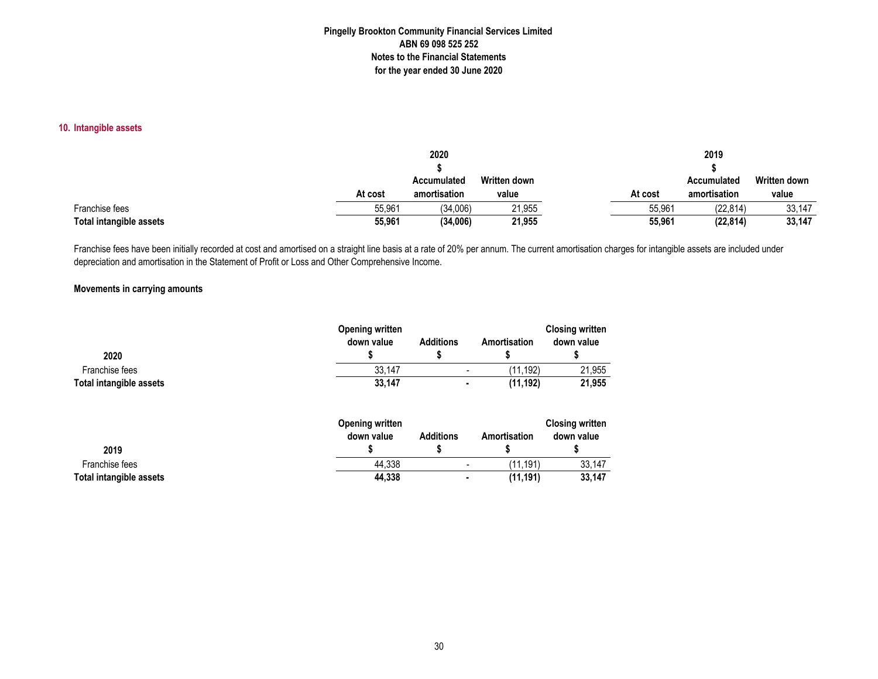Pingelly Brookton Community Financial Services Limited
ABN 69 098 525 252
Notes to the Financial Statements
for the year ended 30 June 2020

## 10. Intangible assets

| | 2020 | | | 2019 | | |
|---|---|---|---|---|---|---|
| | $ | | | $ | | |
| | At cost | Accumulated amortisation | Written down value | At cost | Accumulated amortisation | Written down value |
| Franchise fees | 55,961 | (34,006) | 21,955 | 55,961 | (22,814) | 33,147 |
| **Total intangible assets** | **55,961** | **(34,006)** | **21,955** | **55,961** | **(22,814)** | **33,147** |

Franchise fees have been initially recorded at cost and amortised on a straight line basis at a rate of 20% per annum. The current amortisation charges for intangible assets are included under depreciation and amortisation in the Statement of Profit or Loss and Other Comprehensive Income.

**Movements in carrying amounts**

| 2020 | Opening written down value $ | Additions $ | Amortisation $ | Closing written down value $ |
|---|---|---|---|---|
| Franchise fees | 33,147 | - | (11,192) | 21,955 |
| **Total intangible assets** | **33,147** | **-** | **(11,192)** | **21,955** |

| 2019 | Opening written down value $ | Additions $ | Amortisation $ | Closing written down value $ |
|---|---|---|---|---|
| Franchise fees | 44,338 | - | (11,191) | 33,147 |
| **Total intangible assets** | **44,338** | **-** | **(11,191)** | **33,147** |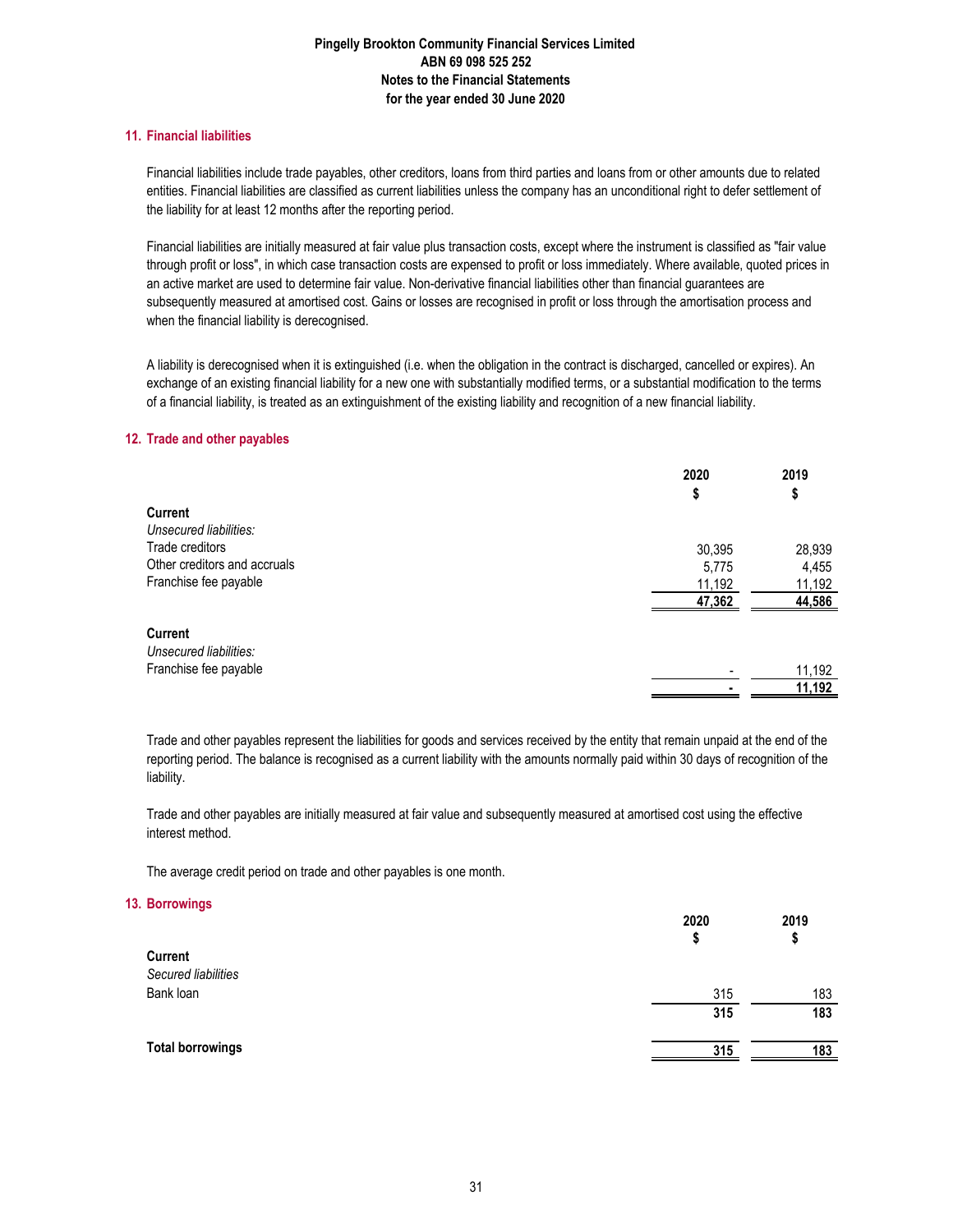## 11. Financial liabilities

Financial liabilities include trade payables, other creditors, loans from third parties and loans from or other amounts due to related entities. Financial liabilities are classified as current liabilities unless the company has an unconditional right to defer settlement of the liability for at least 12 months after the reporting period.

Financial liabilities are initially measured at fair value plus transaction costs, except where the instrument is classified as "fair value through profit or loss", in which case transaction costs are expensed to profit or loss immediately. Where available, quoted prices in an active market are used to determine fair value. Non-derivative financial liabilities other than financial guarantees are subsequently measured at amortised cost. Gains or losses are recognised in profit or loss through the amortisation process and when the financial liability is derecognised.

A liability is derecognised when it is extinguished (i.e. when the obligation in the contract is discharged, cancelled or expires). An exchange of an existing financial liability for a new one with substantially modified terms, or a substantial modification to the terms of a financial liability, is treated as an extinguishment of the existing liability and recognition of a new financial liability.

## 12. Trade and other payables

| | 2020<br>$ | 2019<br>$ |
|---|---|---|
| **Current** | | |
| *Unsecured liabilities:* | | |
| Trade creditors | 30,395 | 28,939 |
| Other creditors and accruals | 5,775 | 4,455 |
| Franchise fee payable | 11,192 | 11,192 |
| | **47,362** | **44,586** |
| **Current** | | |
| *Unsecured liabilities:* | | |
| Franchise fee payable | - | 11,192 |
| | **-** | **11,192** |

Trade and other payables represent the liabilities for goods and services received by the entity that remain unpaid at the end of the reporting period. The balance is recognised as a current liability with the amounts normally paid within 30 days of recognition of the liability.

Trade and other payables are initially measured at fair value and subsequently measured at amortised cost using the effective interest method.

The average credit period on trade and other payables is one month.

## 13. Borrowings

| | 2020<br>$ | 2019<br>$ |
|---|---|---|
| **Current** | | |
| *Secured liabilities* | | |
| Bank loan | 315 | 183 |
| | **315** | **183** |
| **Total borrowings** | **315** | **183** |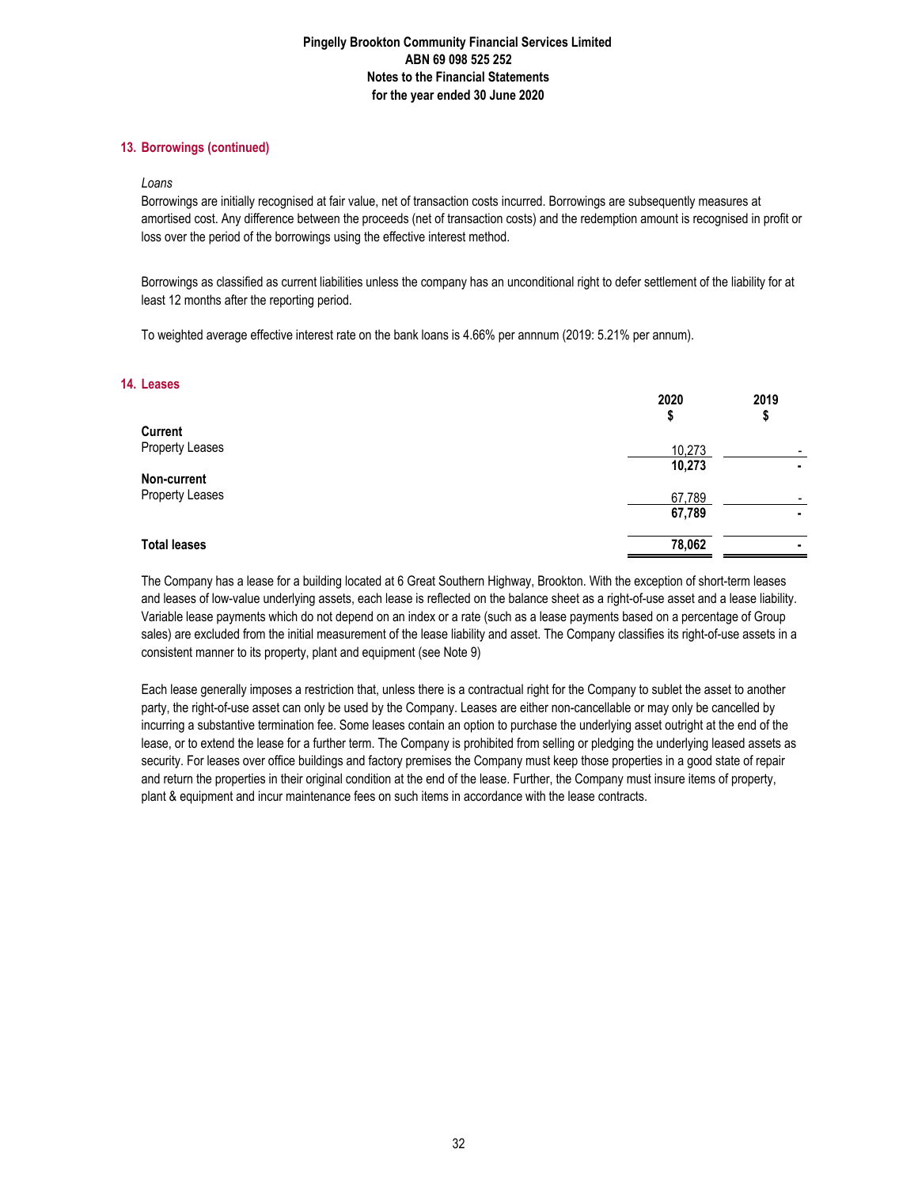### 13. Borrowings (continued)

*Loans*

Borrowings are initially recognised at fair value, net of transaction costs incurred. Borrowings are subsequently measures at amortised cost. Any difference between the proceeds (net of transaction costs) and the redemption amount is recognised in profit or loss over the period of the borrowings using the effective interest method.

Borrowings as classified as current liabilities unless the company has an unconditional right to defer settlement of the liability for at least 12 months after the reporting period.

To weighted average effective interest rate on the bank loans is 4.66% per annnum (2019: 5.21% per annum).

### 14. Leases

| | 2020<br>$ | 2019<br>$ |
|---|---|---|
| **Current** | | |
| Property Leases | 10,273 | - |
| | **10,273** | **-** |
| **Non-current** | | |
| Property Leases | 67,789 | - |
| | **67,789** | **-** |
| **Total leases** | **78,062** | **-** |

The Company has a lease for a building located at 6 Great Southern Highway, Brookton. With the exception of short-term leases and leases of low-value underlying assets, each lease is reflected on the balance sheet as a right-of-use asset and a lease liability. Variable lease payments which do not depend on an index or a rate (such as a lease payments based on a percentage of Group sales) are excluded from the initial measurement of the lease liability and asset. The Company classifies its right-of-use assets in a consistent manner to its property, plant and equipment (see Note 9)

Each lease generally imposes a restriction that, unless there is a contractual right for the Company to sublet the asset to another party, the right-of-use asset can only be used by the Company. Leases are either non-cancellable or may only be cancelled by incurring a substantive termination fee. Some leases contain an option to purchase the underlying asset outright at the end of the lease, or to extend the lease for a further term. The Company is prohibited from selling or pledging the underlying leased assets as security. For leases over office buildings and factory premises the Company must keep those properties in a good state of repair and return the properties in their original condition at the end of the lease. Further, the Company must insure items of property, plant & equipment and incur maintenance fees on such items in accordance with the lease contracts.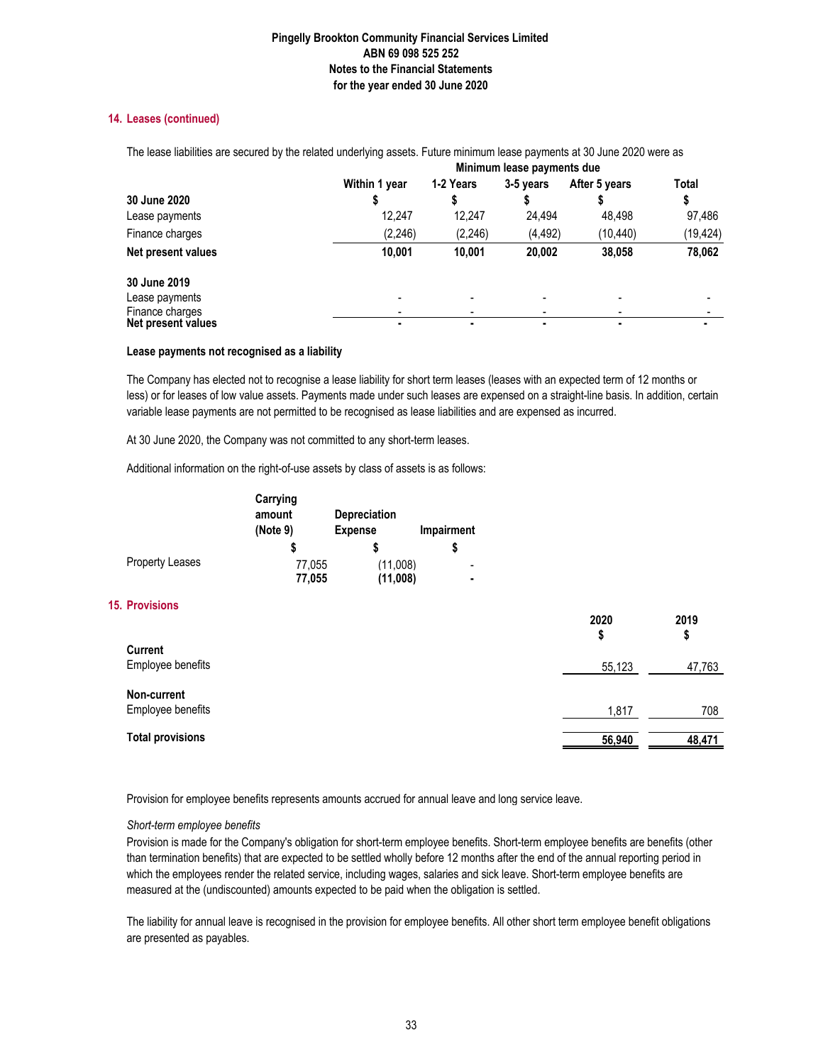## 14. Leases (continued)

The lease liabilities are secured by the related underlying assets. Future minimum lease payments at 30 June 2020 were as

| | Minimum lease payments due | | | | |
|---|---|---|---|---|---|
| | Within 1 year | 1-2 Years | 3-5 years | After 5 years | Total |
| **30 June 2020** | $ | $ | $ | $ | $ |
| Lease payments | 12,247 | 12,247 | 24,494 | 48,498 | 97,486 |
| Finance charges | (2,246) | (2,246) | (4,492) | (10,440) | (19,424) |
| **Net present values** | **10,001** | **10,001** | **20,002** | **38,058** | **78,062** |
| **30 June 2019** | | | | | |
| Lease payments | - | - | - | - | - |
| Finance charges | - | - | - | - | - |
| **Net present values** | **-** | **-** | **-** | **-** | **-** |

**Lease payments not recognised as a liability**

The Company has elected not to recognise a lease liability for short term leases (leases with an expected term of 12 months or less) or for leases of low value assets. Payments made under such leases are expensed on a straight-line basis. In addition, certain variable lease payments are not permitted to be recognised as lease liabilities and are expensed as incurred.

At 30 June 2020, the Company was not committed to any short-term leases.

Additional information on the right-of-use assets by class of assets is as follows:

| | Carrying amount (Note 9) | Depreciation Expense | Impairment |
|---|---|---|---|
| | $ | $ | $ |
| Property Leases | 77,055 | (11,008) | - |
| | **77,055** | **(11,008)** | **-** |

## 15. Provisions

| | 2020 | 2019 |
|---|---|---|
| | $ | $ |
| **Current** | | |
| Employee benefits | 55,123 | 47,763 |
| **Non-current** | | |
| Employee benefits | 1,817 | 708 |
| **Total provisions** | **56,940** | **48,471** |

Provision for employee benefits represents amounts accrued for annual leave and long service leave.

*Short-term employee benefits*

Provision is made for the Company's obligation for short-term employee benefits. Short-term employee benefits are benefits (other than termination benefits) that are expected to be settled wholly before 12 months after the end of the annual reporting period in which the employees render the related service, including wages, salaries and sick leave. Short-term employee benefits are measured at the (undiscounted) amounts expected to be paid when the obligation is settled.

The liability for annual leave is recognised in the provision for employee benefits. All other short term employee benefit obligations are presented as payables.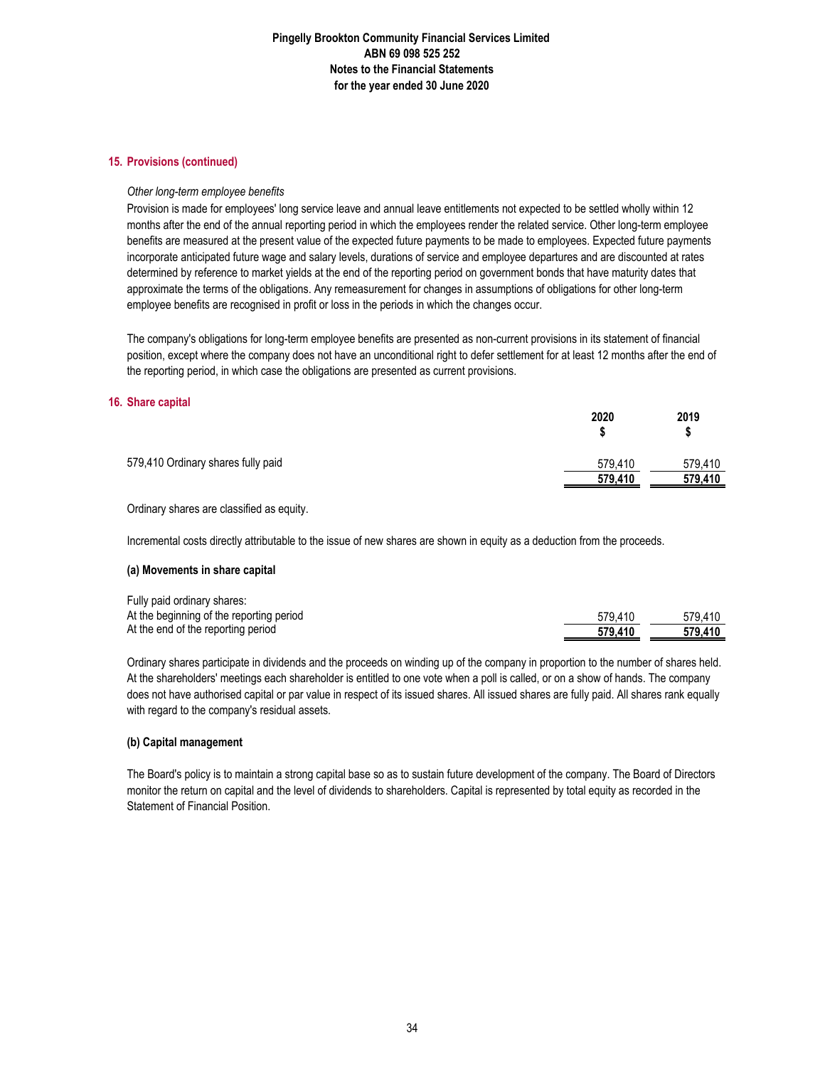## 15. Provisions (continued)

*Other long-term employee benefits*

Provision is made for employees' long service leave and annual leave entitlements not expected to be settled wholly within 12 months after the end of the annual reporting period in which the employees render the related service. Other long-term employee benefits are measured at the present value of the expected future payments to be made to employees. Expected future payments incorporate anticipated future wage and salary levels, durations of service and employee departures and are discounted at rates determined by reference to market yields at the end of the reporting period on government bonds that have maturity dates that approximate the terms of the obligations. Any remeasurement for changes in assumptions of obligations for other long-term employee benefits are recognised in profit or loss in the periods in which the changes occur.

The company's obligations for long-term employee benefits are presented as non-current provisions in its statement of financial position, except where the company does not have an unconditional right to defer settlement for at least 12 months after the end of the reporting period, in which case the obligations are presented as current provisions.

## 16. Share capital

| | 2020 $ | 2019 $ |
|---|---|---|
| 579,410 Ordinary shares fully paid | 579,410 | 579,410 |
| | **579,410** | **579,410** |

Ordinary shares are classified as equity.

Incremental costs directly attributable to the issue of new shares are shown in equity as a deduction from the proceeds.

**(a) Movements in share capital**

| | 2020 $ | 2019 $ |
|---|---|---|
| Fully paid ordinary shares: | | |
| At the beginning of the reporting period | 579,410 | 579,410 |
| At the end of the reporting period | **579,410** | **579,410** |

Ordinary shares participate in dividends and the proceeds on winding up of the company in proportion to the number of shares held. At the shareholders' meetings each shareholder is entitled to one vote when a poll is called, or on a show of hands. The company does not have authorised capital or par value in respect of its issued shares. All issued shares are fully paid. All shares rank equally with regard to the company's residual assets.

**(b) Capital management**

The Board's policy is to maintain a strong capital base so as to sustain future development of the company. The Board of Directors monitor the return on capital and the level of dividends to shareholders. Capital is represented by total equity as recorded in the Statement of Financial Position.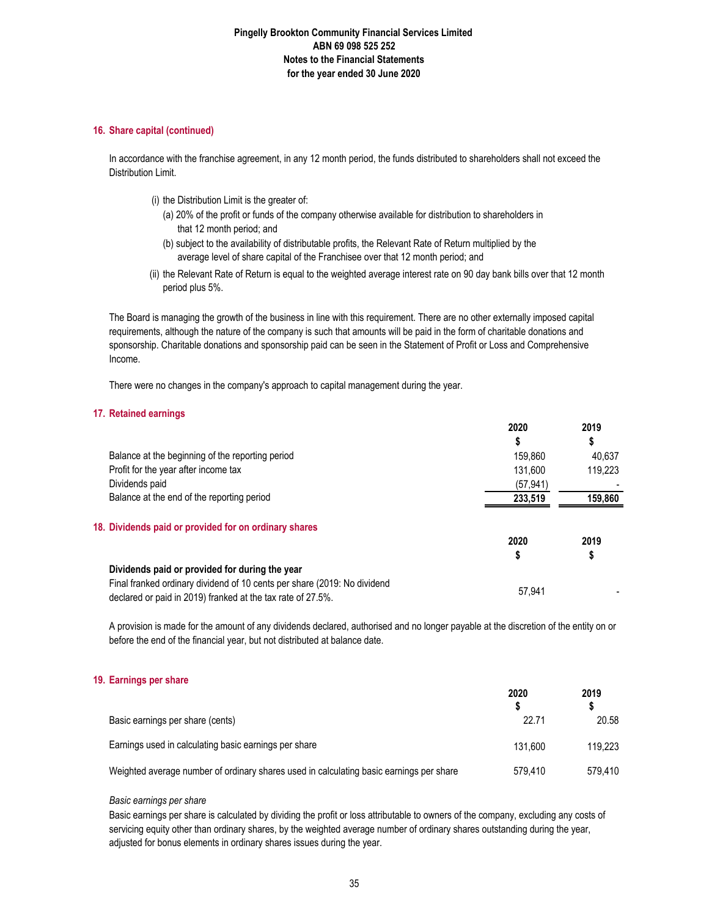## 16. Share capital (continued)

In accordance with the franchise agreement, in any 12 month period, the funds distributed to shareholders shall not exceed the Distribution Limit.

(i) the Distribution Limit is the greater of:

(a) 20% of the profit or funds of the company otherwise available for distribution to shareholders in that 12 month period; and

(b) subject to the availability of distributable profits, the Relevant Rate of Return multiplied by the average level of share capital of the Franchisee over that 12 month period; and

(ii) the Relevant Rate of Return is equal to the weighted average interest rate on 90 day bank bills over that 12 month period plus 5%.

The Board is managing the growth of the business in line with this requirement. There are no other externally imposed capital requirements, although the nature of the company is such that amounts will be paid in the form of charitable donations and sponsorship. Charitable donations and sponsorship paid can be seen in the Statement of Profit or Loss and Comprehensive Income.

There were no changes in the company's approach to capital management during the year.

## 17. Retained earnings

| | 2020 $ | 2019 $ |
|---|---|---|
| Balance at the beginning of the reporting period | 159,860 | 40,637 |
| Profit for the year after income tax | 131,600 | 119,223 |
| Dividends paid | (57,941) | - |
| Balance at the end of the reporting period | **233,519** | **159,860** |

## 18. Dividends paid or provided for on ordinary shares

| | 2020 $ | 2019 $ |
|---|---|---|
| **Dividends paid or provided for during the year** | | |
| Final franked ordinary dividend of 10 cents per share (2019: No dividend declared or paid in 2019) franked at the tax rate of 27.5%. | 57,941 | - |

A provision is made for the amount of any dividends declared, authorised and no longer payable at the discretion of the entity on or before the end of the financial year, but not distributed at balance date.

## 19. Earnings per share

| | 2020 $ | 2019 $ |
|---|---|---|
| Basic earnings per share (cents) | 22.71 | 20.58 |
| Earnings used in calculating basic earnings per share | 131,600 | 119,223 |
| Weighted average number of ordinary shares used in calculating basic earnings per share | 579,410 | 579,410 |

*Basic earnings per share*

Basic earnings per share is calculated by dividing the profit or loss attributable to owners of the company, excluding any costs of servicing equity other than ordinary shares, by the weighted average number of ordinary shares outstanding during the year, adjusted for bonus elements in ordinary shares issues during the year.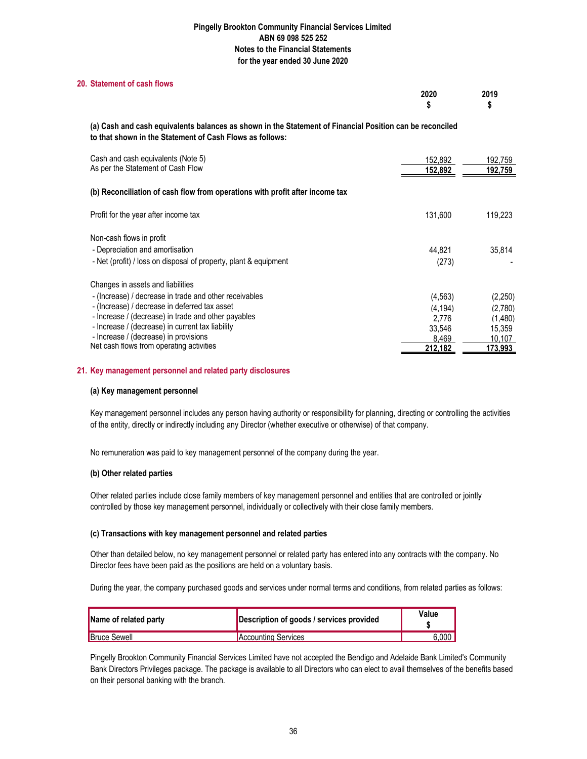## 20. Statement of cash flows

| | 2020 $ | 2019 $ |
|---|---|---|
| **(a) Cash and cash equivalents balances as shown in the Statement of Financial Position can be reconciled to that shown in the Statement of Cash Flows as follows:** | | |
| Cash and cash equivalents (Note 5) | 152,892 | 192,759 |
| As per the Statement of Cash Flow | 152,892 | 192,759 |
| **(b) Reconciliation of cash flow from operations with profit after income tax** | | |
| Profit for the year after income tax | 131,600 | 119,223 |
| Non-cash flows in profit | | |
| - Depreciation and amortisation | 44,821 | 35,814 |
| - Net (profit) / loss on disposal of property, plant & equipment | (273) | - |
| Changes in assets and liabilities | | |
| - (Increase) / decrease in trade and other receivables | (4,563) | (2,250) |
| - (Increase) / decrease in deferred tax asset | (4,194) | (2,780) |
| - Increase / (decrease) in trade and other payables | 2,776 | (1,480) |
| - Increase / (decrease) in current tax liability | 33,546 | 15,359 |
| - Increase / (decrease) in provisions | 8,469 | 10,107 |
| Net cash flows from operating activities | 212,182 | 173,993 |

## 21. Key management personnel and related party disclosures

### (a) Key management personnel

Key management personnel includes any person having authority or responsibility for planning, directing or controlling the activities of the entity, directly or indirectly including any Director (whether executive or otherwise) of that company.

No remuneration was paid to key management personnel of the company during the year.

### (b) Other related parties

Other related parties include close family members of key management personnel and entities that are controlled or jointly controlled by those key management personnel, individually or collectively with their close family members.

### (c) Transactions with key management personnel and related parties

Other than detailed below, no key management personnel or related party has entered into any contracts with the company. No Director fees have been paid as the positions are held on a voluntary basis.

During the year, the company purchased goods and services under normal terms and conditions, from related parties as follows:

| Name of related party | Description of goods / services provided | Value $ |
|---|---|---|
| Bruce Sewell | Accounting Services | 6,000 |

Pingelly Brookton Community Financial Services Limited have not accepted the Bendigo and Adelaide Bank Limited's Community Bank Directors Privileges package. The package is available to all Directors who can elect to avail themselves of the benefits based on their personal banking with the branch.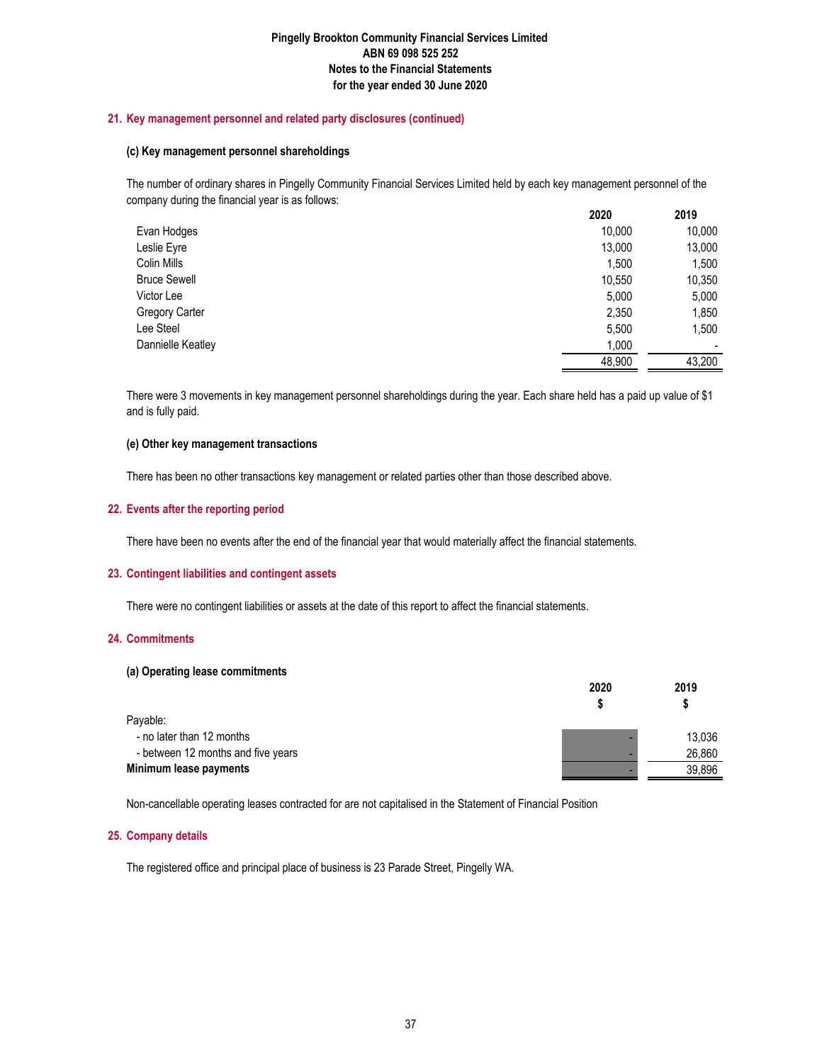## 21. Key management personnel and related party disclosures (continued)

### (c) Key management personnel shareholdings

The number of ordinary shares in Pingelly Community Financial Services Limited held by each key management personnel of the company during the financial year is as follows:

| | 2020 | 2019 |
|---|---|---|
| Evan Hodges | 10,000 | 10,000 |
| Leslie Eyre | 13,000 | 13,000 |
| Colin Mills | 1,500 | 1,500 |
| Bruce Sewell | 10,550 | 10,350 |
| Victor Lee | 5,000 | 5,000 |
| Gregory Carter | 2,350 | 1,850 |
| Lee Steel | 5,500 | 1,500 |
| Dannielle Keatley | 1,000 | - |
| | 48,900 | 43,200 |

There were 3 movements in key management personnel shareholdings during the year. Each share held has a paid up value of $1 and is fully paid.

### (e) Other key management transactions

There has been no other transactions key management or related parties other than those described above.

## 22. Events after the reporting period

There have been no events after the end of the financial year that would materially affect the financial statements.

## 23. Contingent liabilities and contingent assets

There were no contingent liabilities or assets at the date of this report to affect the financial statements.

## 24. Commitments

### (a) Operating lease commitments

| | 2020 $ | 2019 $ |
|---|---|---|
| Payable: | | |
| - no later than 12 months | - | 13,036 |
| - between 12 months and five years | - | 26,860 |
| **Minimum lease payments** | - | 39,896 |

Non-cancellable operating leases contracted for are not capitalised in the Statement of Financial Position

## 25. Company details

The registered office and principal place of business is 23 Parade Street, Pingelly WA.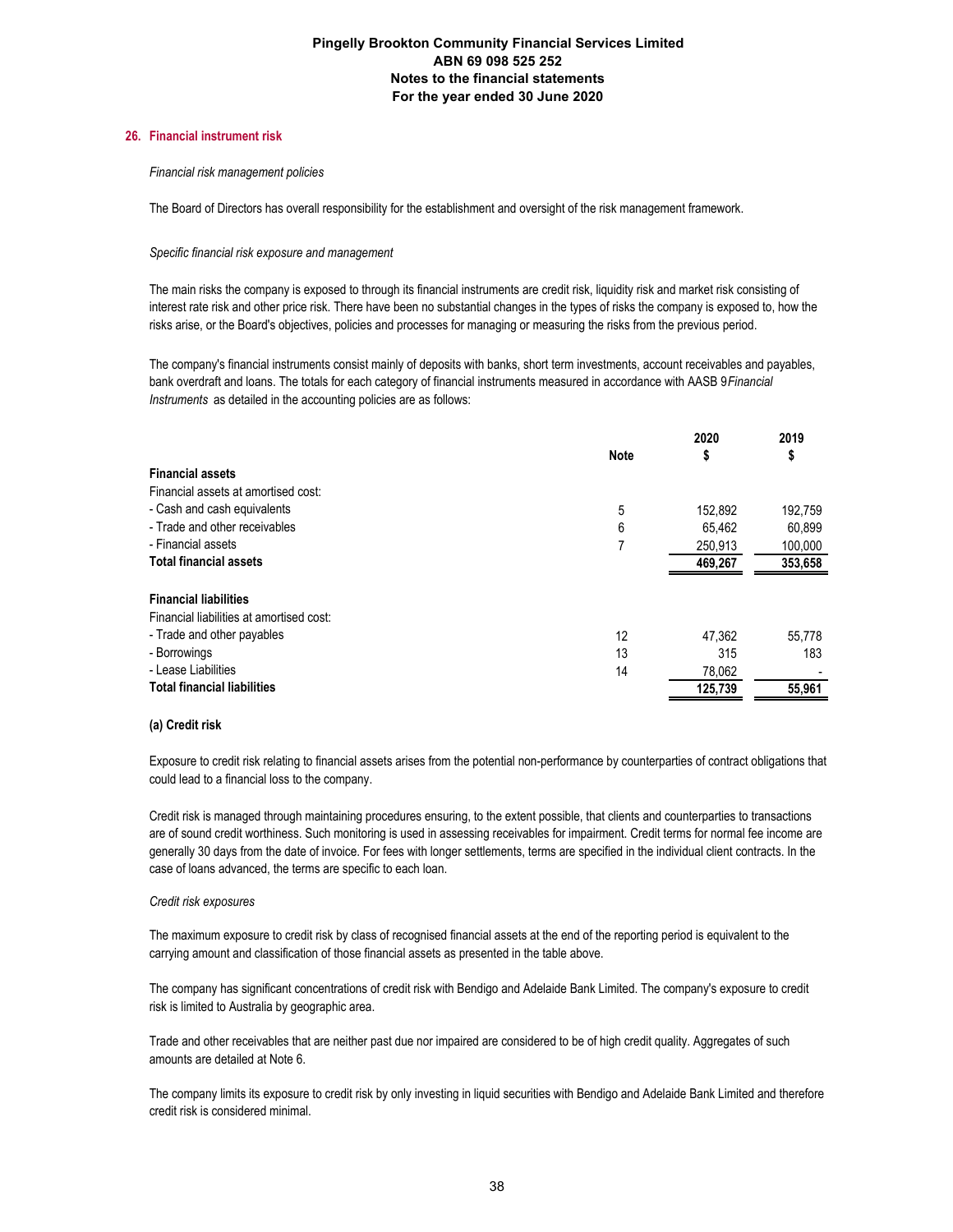## 26. Financial instrument risk

*Financial risk management policies*

The Board of Directors has overall responsibility for the establishment and oversight of the risk management framework.

*Specific financial risk exposure and management*

The main risks the company is exposed to through its financial instruments are credit risk, liquidity risk and market risk consisting of interest rate risk and other price risk. There have been no substantial changes in the types of risks the company is exposed to, how the risks arise, or the Board's objectives, policies and processes for managing or measuring the risks from the previous period.

The company's financial instruments consist mainly of deposits with banks, short term investments, account receivables and payables, bank overdraft and loans. The totals for each category of financial instruments measured in accordance with AASB 9 *Financial Instruments* as detailed in the accounting policies are as follows:

| | Note | 2020 $ | 2019 $ |
|---|---|---|---|
| **Financial assets** | | | |
| Financial assets at amortised cost: | | | |
| - Cash and cash equivalents | 5 | 152,892 | 192,759 |
| - Trade and other receivables | 6 | 65,462 | 60,899 |
| - Financial assets | 7 | 250,913 | 100,000 |
| **Total financial assets** | | **469,267** | **353,658** |
| | | | |
| **Financial liabilities** | | | |
| Financial liabilities at amortised cost: | | | |
| - Trade and other payables | 12 | 47,362 | 55,778 |
| - Borrowings | 13 | 315 | 183 |
| - Lease Liabilities | 14 | 78,062 | - |
| **Total financial liabilities** | | **125,739** | **55,961** |

**(a) Credit risk**

Exposure to credit risk relating to financial assets arises from the potential non-performance by counterparties of contract obligations that could lead to a financial loss to the company.

Credit risk is managed through maintaining procedures ensuring, to the extent possible, that clients and counterparties to transactions are of sound credit worthiness. Such monitoring is used in assessing receivables for impairment. Credit terms for normal fee income are generally 30 days from the date of invoice. For fees with longer settlements, terms are specified in the individual client contracts. In the case of loans advanced, the terms are specific to each loan.

*Credit risk exposures*

The maximum exposure to credit risk by class of recognised financial assets at the end of the reporting period is equivalent to the carrying amount and classification of those financial assets as presented in the table above.

The company has significant concentrations of credit risk with Bendigo and Adelaide Bank Limited. The company's exposure to credit risk is limited to Australia by geographic area.

Trade and other receivables that are neither past due nor impaired are considered to be of high credit quality. Aggregates of such amounts are detailed at Note 6.

The company limits its exposure to credit risk by only investing in liquid securities with Bendigo and Adelaide Bank Limited and therefore credit risk is considered minimal.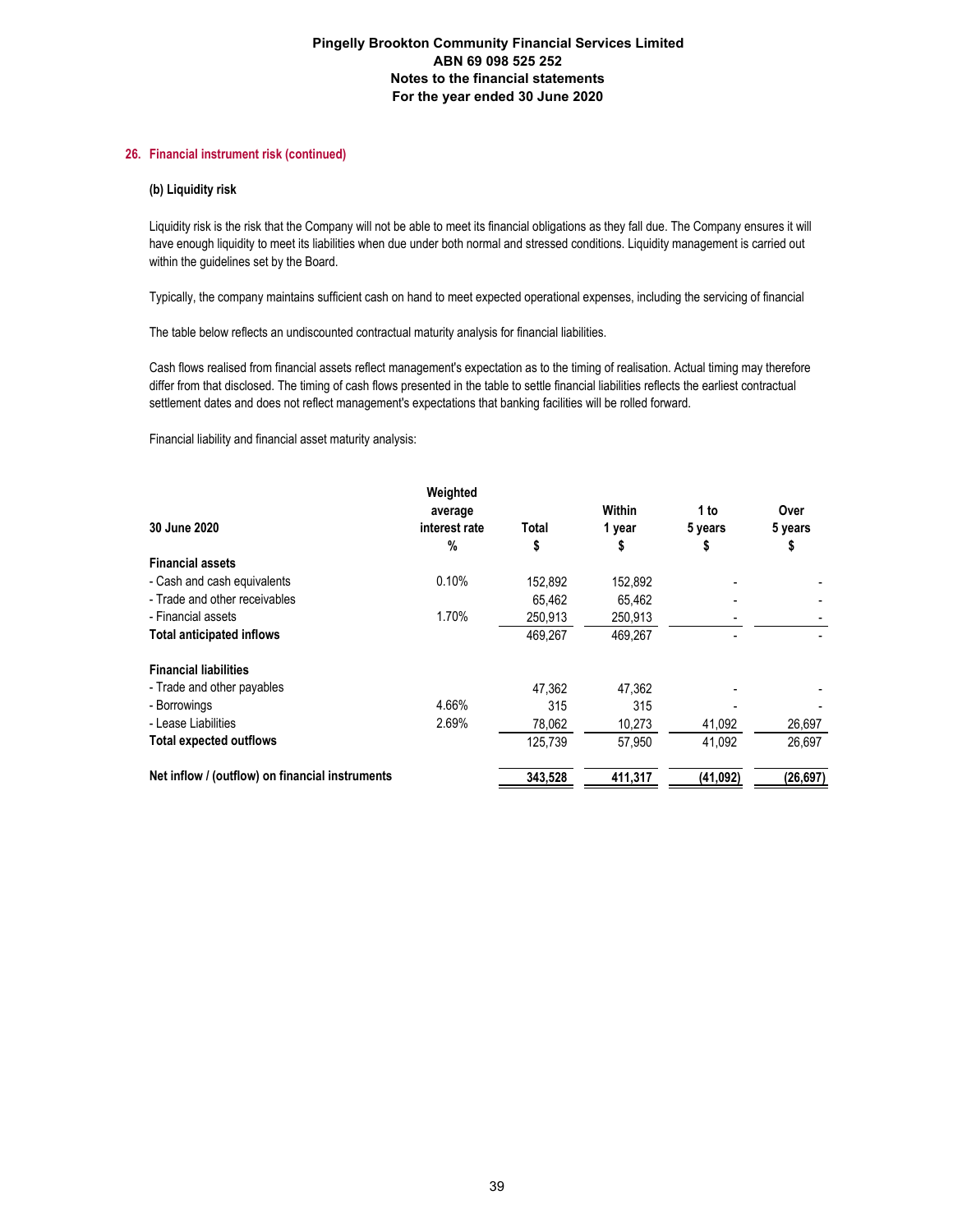## 26. Financial instrument risk (continued)

### (b) Liquidity risk

Liquidity risk is the risk that the Company will not be able to meet its financial obligations as they fall due. The Company ensures it will have enough liquidity to meet its liabilities when due under both normal and stressed conditions. Liquidity management is carried out within the guidelines set by the Board.

Typically, the company maintains sufficient cash on hand to meet expected operational expenses, including the servicing of financial

The table below reflects an undiscounted contractual maturity analysis for financial liabilities.

Cash flows realised from financial assets reflect management's expectation as to the timing of realisation. Actual timing may therefore differ from that disclosed. The timing of cash flows presented in the table to settle financial liabilities reflects the earliest contractual settlement dates and does not reflect management's expectations that banking facilities will be rolled forward.

Financial liability and financial asset maturity analysis:

| 30 June 2020 | Weighted average interest rate % | Total $ | Within 1 year $ | 1 to 5 years $ | Over 5 years $ |
|---|---|---|---|---|---|
| **Financial assets** | | | | | |
| - Cash and cash equivalents | 0.10% | 152,892 | 152,892 | - | - |
| - Trade and other receivables | | 65,462 | 65,462 | - | - |
| - Financial assets | 1.70% | 250,913 | 250,913 | - | - |
| **Total anticipated inflows** | | 469,267 | 469,267 | - | - |
| **Financial liabilities** | | | | | |
| - Trade and other payables | | 47,362 | 47,362 | - | - |
| - Borrowings | 4.66% | 315 | 315 | - | - |
| - Lease Liabilities | 2.69% | 78,062 | 10,273 | 41,092 | 26,697 |
| **Total expected outflows** | | 125,739 | 57,950 | 41,092 | 26,697 |
| **Net inflow / (outflow) on financial instruments** | | **343,528** | **411,317** | **(41,092)** | **(26,697)** |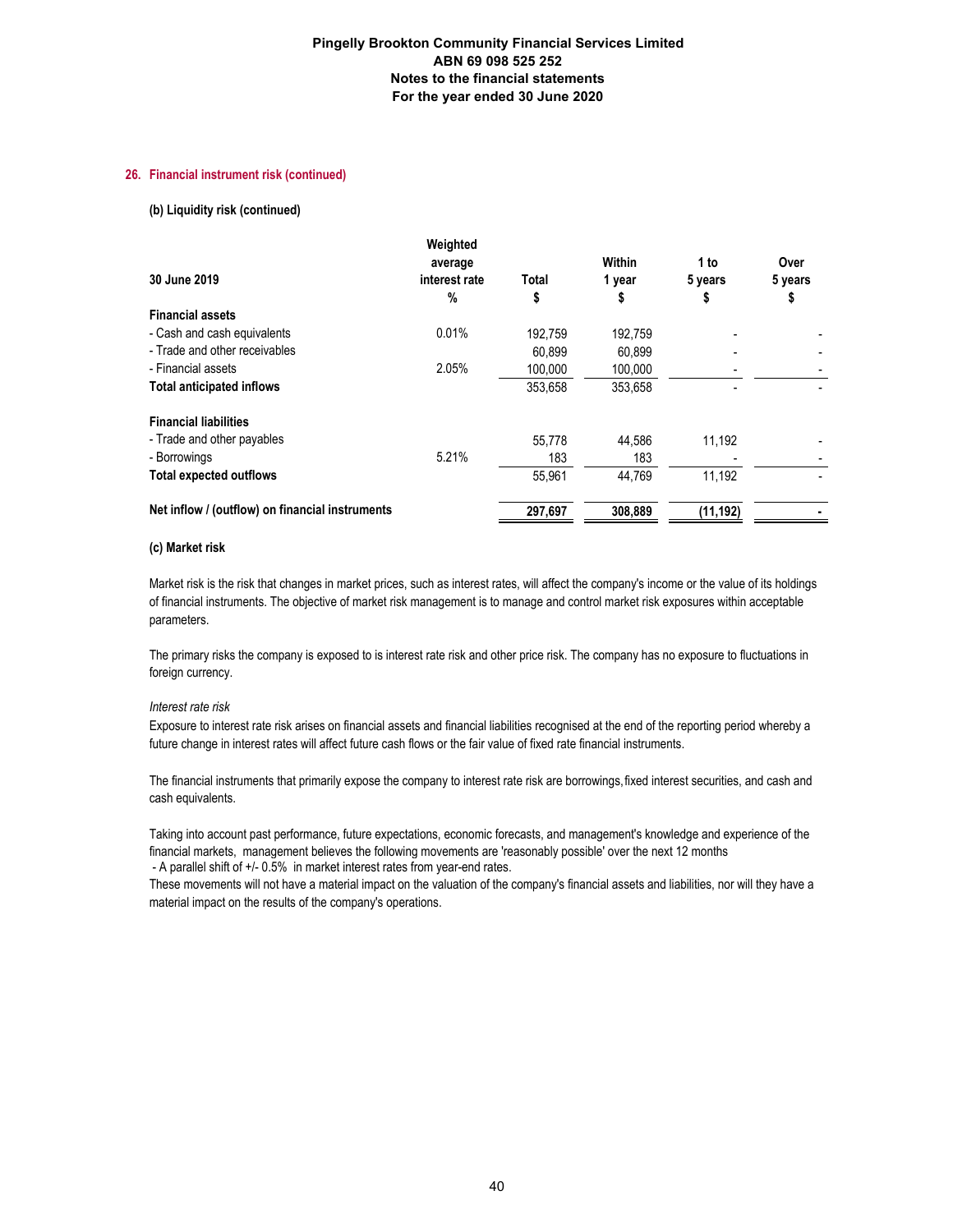## 26. Financial instrument risk (continued)

### (b) Liquidity risk (continued)

| 30 June 2019 | Weighted average interest rate % | Total $ | Within 1 year $ | 1 to 5 years $ | Over 5 years $ |
|---|---|---|---|---|---|
| **Financial assets** | | | | | |
| - Cash and cash equivalents | 0.01% | 192,759 | 192,759 | - | - |
| - Trade and other receivables | | 60,899 | 60,899 | - | - |
| - Financial assets | 2.05% | 100,000 | 100,000 | - | - |
| **Total anticipated inflows** | | 353,658 | 353,658 | - | - |
| **Financial liabilities** | | | | | |
| - Trade and other payables | | 55,778 | 44,586 | 11,192 | - |
| - Borrowings | 5.21% | 183 | 183 | - | - |
| **Total expected outflows** | | 55,961 | 44,769 | 11,192 | - |
| **Net inflow / (outflow) on financial instruments** | | **297,697** | **308,889** | **(11,192)** | **-** |

### (c) Market risk

Market risk is the risk that changes in market prices, such as interest rates, will affect the company's income or the value of its holdings of financial instruments. The objective of market risk management is to manage and control market risk exposures within acceptable parameters.

The primary risks the company is exposed to is interest rate risk and other price risk. The company has no exposure to fluctuations in foreign currency.

*Interest rate risk*

Exposure to interest rate risk arises on financial assets and financial liabilities recognised at the end of the reporting period whereby a future change in interest rates will affect future cash flows or the fair value of fixed rate financial instruments.

The financial instruments that primarily expose the company to interest rate risk are borrowings, fixed interest securities, and cash and cash equivalents.

Taking into account past performance, future expectations, economic forecasts, and management's knowledge and experience of the financial markets, management believes the following movements are 'reasonably possible' over the next 12 months
- A parallel shift of +/- 0.5% in market interest rates from year-end rates.

These movements will not have a material impact on the valuation of the company's financial assets and liabilities, nor will they have a material impact on the results of the company's operations.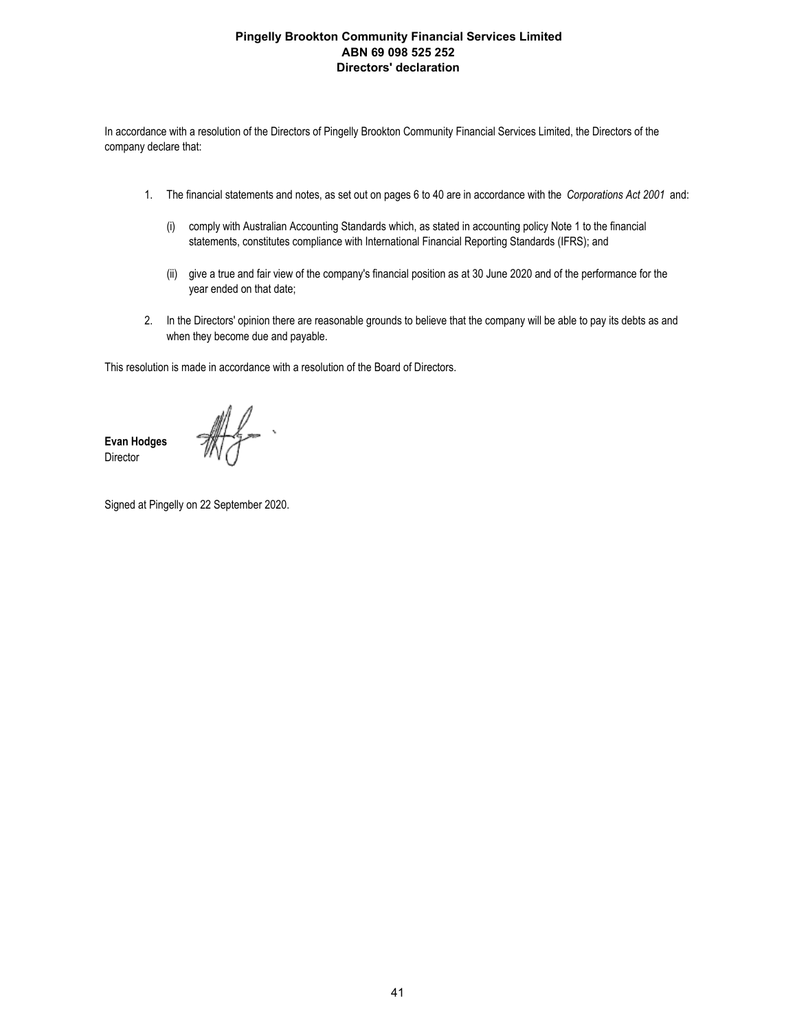**Pingelly Brookton Community Financial Services Limited**
**ABN 69 098 525 252**
# Directors' declaration

In accordance with a resolution of the Directors of Pingelly Brookton Community Financial Services Limited, the Directors of the company declare that:

1. The financial statements and notes, as set out on pages 6 to 40 are in accordance with the *Corporations Act 2001* and:

   (i) comply with Australian Accounting Standards which, as stated in accounting policy Note 1 to the financial statements, constitutes compliance with International Financial Reporting Standards (IFRS); and

   (ii) give a true and fair view of the company's financial position as at 30 June 2020 and of the performance for the year ended on that date;

2. In the Directors' opinion there are reasonable grounds to believe that the company will be able to pay its debts as and when they become due and payable.

This resolution is made in accordance with a resolution of the Board of Directors.

**Evan Hodges**
Director

Signed at Pingelly on 22 September 2020.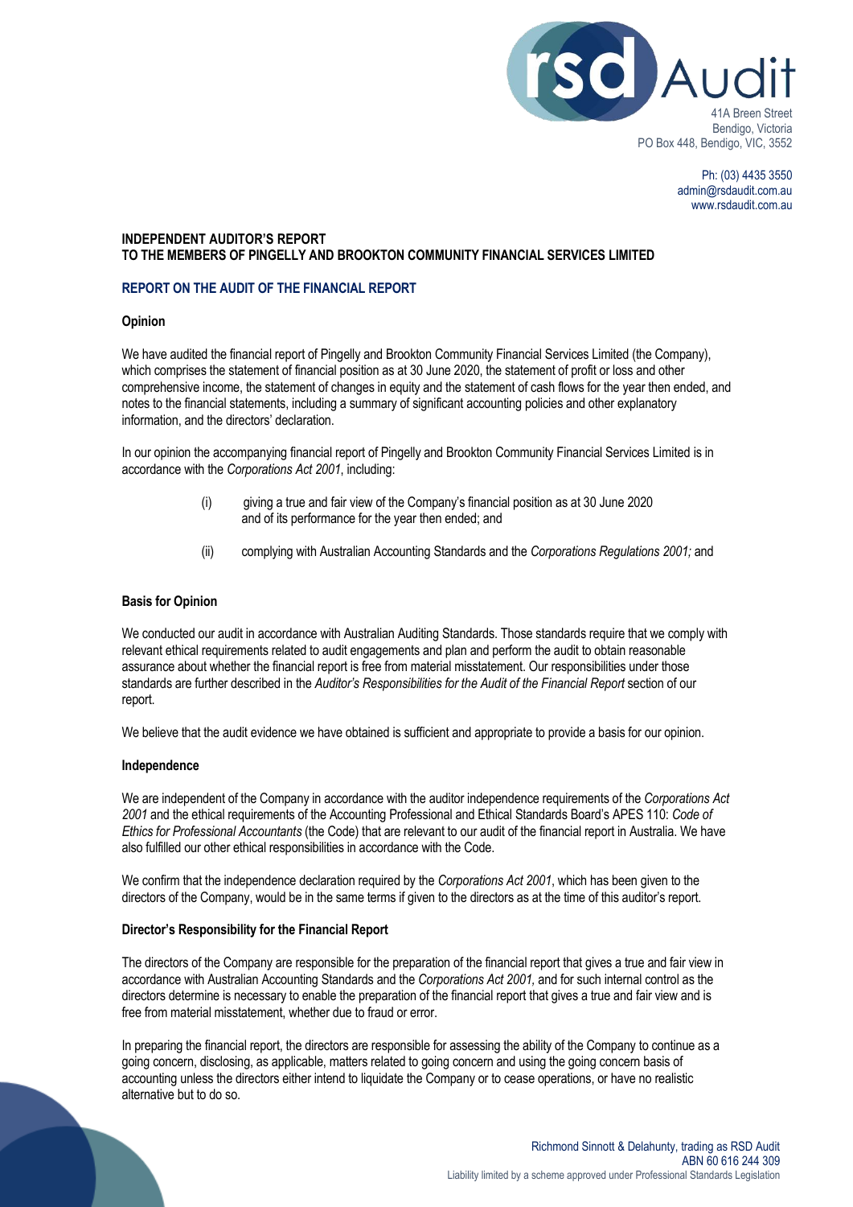rsd Audit

41A Breen Street
Bendigo, Victoria
PO Box 448, Bendigo, VIC, 3552

Ph: (03) 4435 3550
admin@rsdaudit.com.au
www.rsdaudit.com.au

**INDEPENDENT AUDITOR'S REPORT**
**TO THE MEMBERS OF PINGELLY AND BROOKTON COMMUNITY FINANCIAL SERVICES LIMITED**

## REPORT ON THE AUDIT OF THE FINANCIAL REPORT

### Opinion

We have audited the financial report of Pingelly and Brookton Community Financial Services Limited (the Company), which comprises the statement of financial position as at 30 June 2020, the statement of profit or loss and other comprehensive income, the statement of changes in equity and the statement of cash flows for the year then ended, and notes to the financial statements, including a summary of significant accounting policies and other explanatory information, and the directors' declaration.

In our opinion the accompanying financial report of Pingelly and Brookton Community Financial Services Limited is in accordance with the *Corporations Act 2001*, including:

(i) giving a true and fair view of the Company's financial position as at 30 June 2020 and of its performance for the year then ended; and

(ii) complying with Australian Accounting Standards and the *Corporations Regulations 2001;* and

### Basis for Opinion

We conducted our audit in accordance with Australian Auditing Standards. Those standards require that we comply with relevant ethical requirements related to audit engagements and plan and perform the audit to obtain reasonable assurance about whether the financial report is free from material misstatement. Our responsibilities under those standards are further described in the *Auditor's Responsibilities for the Audit of the Financial Report* section of our report.

We believe that the audit evidence we have obtained is sufficient and appropriate to provide a basis for our opinion.

### Independence

We are independent of the Company in accordance with the auditor independence requirements of the *Corporations Act 2001* and the ethical requirements of the Accounting Professional and Ethical Standards Board's APES 110: *Code of Ethics for Professional Accountants* (the Code) that are relevant to our audit of the financial report in Australia. We have also fulfilled our other ethical responsibilities in accordance with the Code.

We confirm that the independence declaration required by the *Corporations Act 2001*, which has been given to the directors of the Company, would be in the same terms if given to the directors as at the time of this auditor's report.

### Director's Responsibility for the Financial Report

The directors of the Company are responsible for the preparation of the financial report that gives a true and fair view in accordance with Australian Accounting Standards and the *Corporations Act 2001,* and for such internal control as the directors determine is necessary to enable the preparation of the financial report that gives a true and fair view and is free from material misstatement, whether due to fraud or error.

In preparing the financial report, the directors are responsible for assessing the ability of the Company to continue as a going concern, disclosing, as applicable, matters related to going concern and using the going concern basis of accounting unless the directors either intend to liquidate the Company or to cease operations, or have no realistic alternative but to do so.

Richmond Sinnott & Delahunty, trading as RSD Audit
ABN 60 616 244 309
Liability limited by a scheme approved under Professional Standards Legislation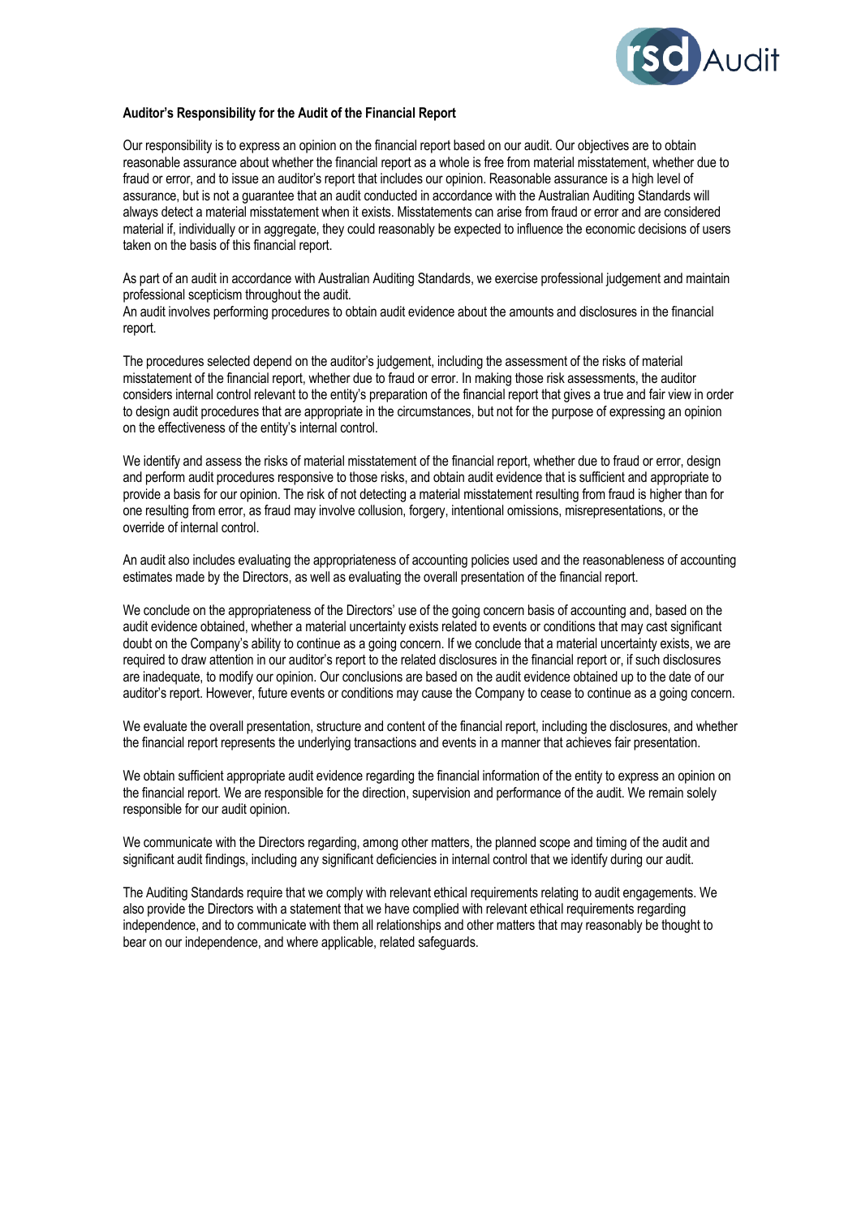**Auditor's Responsibility for the Audit of the Financial Report**

Our responsibility is to express an opinion on the financial report based on our audit. Our objectives are to obtain reasonable assurance about whether the financial report as a whole is free from material misstatement, whether due to fraud or error, and to issue an auditor's report that includes our opinion. Reasonable assurance is a high level of assurance, but is not a guarantee that an audit conducted in accordance with the Australian Auditing Standards will always detect a material misstatement when it exists. Misstatements can arise from fraud or error and are considered material if, individually or in aggregate, they could reasonably be expected to influence the economic decisions of users taken on the basis of this financial report.

As part of an audit in accordance with Australian Auditing Standards, we exercise professional judgement and maintain professional scepticism throughout the audit.
An audit involves performing procedures to obtain audit evidence about the amounts and disclosures in the financial report.

The procedures selected depend on the auditor's judgement, including the assessment of the risks of material misstatement of the financial report, whether due to fraud or error. In making those risk assessments, the auditor considers internal control relevant to the entity's preparation of the financial report that gives a true and fair view in order to design audit procedures that are appropriate in the circumstances, but not for the purpose of expressing an opinion on the effectiveness of the entity's internal control.

We identify and assess the risks of material misstatement of the financial report, whether due to fraud or error, design and perform audit procedures responsive to those risks, and obtain audit evidence that is sufficient and appropriate to provide a basis for our opinion. The risk of not detecting a material misstatement resulting from fraud is higher than for one resulting from error, as fraud may involve collusion, forgery, intentional omissions, misrepresentations, or the override of internal control.

An audit also includes evaluating the appropriateness of accounting policies used and the reasonableness of accounting estimates made by the Directors, as well as evaluating the overall presentation of the financial report.

We conclude on the appropriateness of the Directors' use of the going concern basis of accounting and, based on the audit evidence obtained, whether a material uncertainty exists related to events or conditions that may cast significant doubt on the Company's ability to continue as a going concern. If we conclude that a material uncertainty exists, we are required to draw attention in our auditor's report to the related disclosures in the financial report or, if such disclosures are inadequate, to modify our opinion. Our conclusions are based on the audit evidence obtained up to the date of our auditor's report. However, future events or conditions may cause the Company to cease to continue as a going concern.

We evaluate the overall presentation, structure and content of the financial report, including the disclosures, and whether the financial report represents the underlying transactions and events in a manner that achieves fair presentation.

We obtain sufficient appropriate audit evidence regarding the financial information of the entity to express an opinion on the financial report. We are responsible for the direction, supervision and performance of the audit. We remain solely responsible for our audit opinion.

We communicate with the Directors regarding, among other matters, the planned scope and timing of the audit and significant audit findings, including any significant deficiencies in internal control that we identify during our audit.

The Auditing Standards require that we comply with relevant ethical requirements relating to audit engagements. We also provide the Directors with a statement that we have complied with relevant ethical requirements regarding independence, and to communicate with them all relationships and other matters that may reasonably be thought to bear on our independence, and where applicable, related safeguards.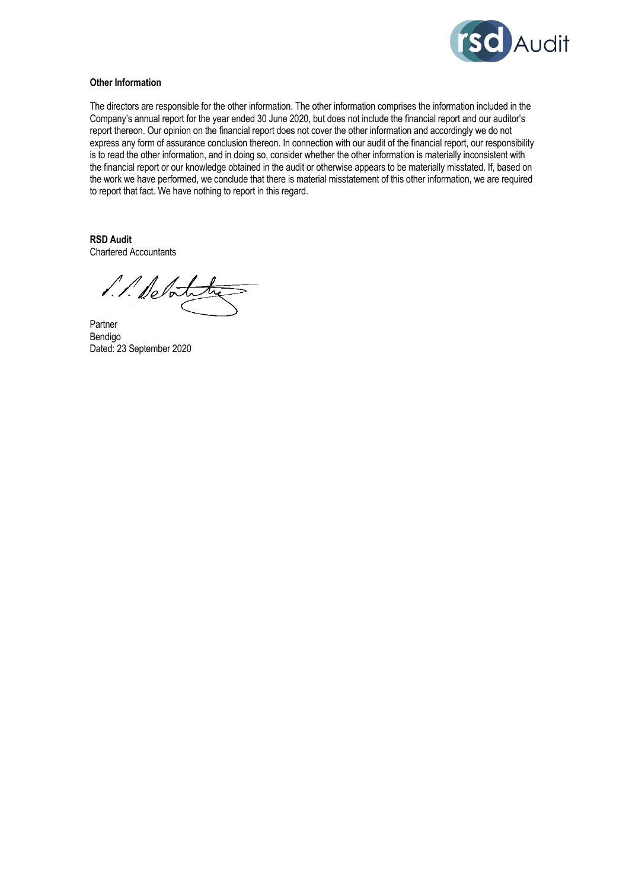**Other Information**

The directors are responsible for the other information. The other information comprises the information included in the Company's annual report for the year ended 30 June 2020, but does not include the financial report and our auditor's report thereon. Our opinion on the financial report does not cover the other information and accordingly we do not express any form of assurance conclusion thereon. In connection with our audit of the financial report, our responsibility is to read the other information, and in doing so, consider whether the other information is materially inconsistent with the financial report or our knowledge obtained in the audit or otherwise appears to be materially misstated. If, based on the work we have performed, we conclude that there is material misstatement of this other information, we are required to report that fact. We have nothing to report in this regard.

**RSD Audit**
Chartered Accountants

Partner
Bendigo
Dated: 23 September 2020